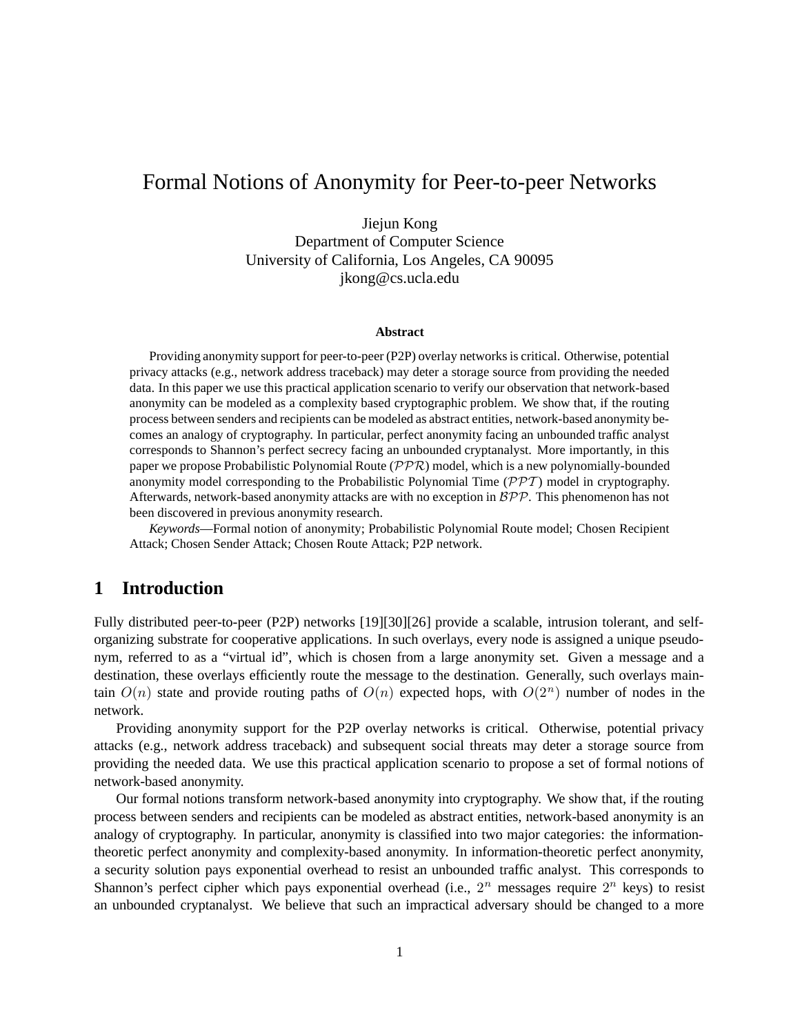# Formal Notions of Anonymity for Peer-to-peer Networks

Jiejun Kong
Department of Computer Science
University of California, Los Angeles, CA 90095
jkong@cs.ucla.edu

### Abstract

Providing anonymity support for peer-to-peer (P2P) overlay networks is critical. Otherwise, potential privacy attacks (e.g., network address traceback) may deter a storage source from providing the needed data. In this paper we use this practical application scenario to verify our observation that network-based anonymity can be modeled as a complexity based cryptographic problem. We show that, if the routing process between senders and recipients can be modeled as abstract entities, network-based anonymity becomes an analogy of cryptography. In particular, perfect anonymity facing an unbounded traffic analyst corresponds to Shannon's perfect secrecy facing an unbounded cryptanalyst. More importantly, in this paper we propose Probabilistic Polynomial Route ($\mathcal{PPR}$) model, which is a new polynomially-bounded anonymity model corresponding to the Probabilistic Polynomial Time ($\mathcal{PPT}$) model in cryptography. Afterwards, network-based anonymity attacks are with no exception in $\mathcal{BPP}$. This phenomenon has not been discovered in previous anonymity research.

*Keywords*—Formal notion of anonymity; Probabilistic Polynomial Route model; Chosen Recipient Attack; Chosen Sender Attack; Chosen Route Attack; P2P network.

## 1 Introduction

Fully distributed peer-to-peer (P2P) networks [19][30][26] provide a scalable, intrusion tolerant, and self-organizing substrate for cooperative applications. In such overlays, every node is assigned a unique pseudonym, referred to as a "virtual id", which is chosen from a large anonymity set. Given a message and a destination, these overlays efficiently route the message to the destination. Generally, such overlays maintain $O(n)$ state and provide routing paths of $O(n)$ expected hops, with $O(2^n)$ number of nodes in the network.

Providing anonymity support for the P2P overlay networks is critical. Otherwise, potential privacy attacks (e.g., network address traceback) and subsequent social threats may deter a storage source from providing the needed data. We use this practical application scenario to propose a set of formal notions of network-based anonymity.

Our formal notions transform network-based anonymity into cryptography. We show that, if the routing process between senders and recipients can be modeled as abstract entities, network-based anonymity is an analogy of cryptography. In particular, anonymity is classified into two major categories: the information-theoretic perfect anonymity and complexity-based anonymity. In information-theoretic perfect anonymity, a security solution pays exponential overhead to resist an unbounded traffic analyst. This corresponds to Shannon's perfect cipher which pays exponential overhead (i.e., $2^n$ messages require $2^n$ keys) to resist an unbounded cryptanalyst. We believe that such an impractical adversary should be changed to a more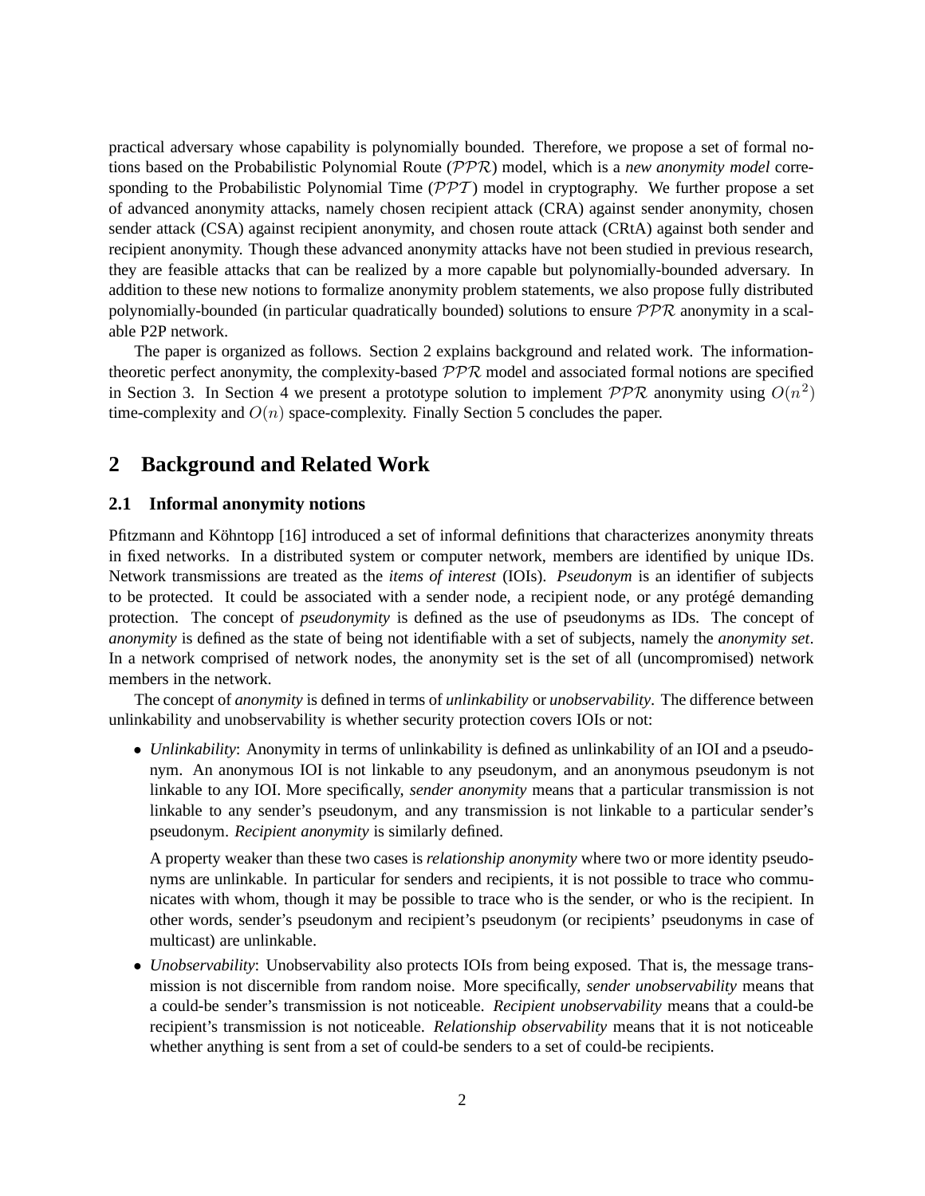practical adversary whose capability is polynomially bounded. Therefore, we propose a set of formal notions based on the Probabilistic Polynomial Route ($\mathcal{PPR}$) model, which is a *new anonymity model* corresponding to the Probabilistic Polynomial Time ($\mathcal{PPT}$) model in cryptography. We further propose a set of advanced anonymity attacks, namely chosen recipient attack (CRA) against sender anonymity, chosen sender attack (CSA) against recipient anonymity, and chosen route attack (CRtA) against both sender and recipient anonymity. Though these advanced anonymity attacks have not been studied in previous research, they are feasible attacks that can be realized by a more capable but polynomially-bounded adversary. In addition to these new notions to formalize anonymity problem statements, we also propose fully distributed polynomially-bounded (in particular quadratically bounded) solutions to ensure $\mathcal{PPR}$ anonymity in a scalable P2P network.

The paper is organized as follows. Section 2 explains background and related work. The information-theoretic perfect anonymity, the complexity-based $\mathcal{PPR}$ model and associated formal notions are specified in Section 3. In Section 4 we present a prototype solution to implement $\mathcal{PPR}$ anonymity using $O(n^2)$ time-complexity and $O(n)$ space-complexity. Finally Section 5 concludes the paper.

## 2 Background and Related Work

### 2.1 Informal anonymity notions

Pfitzmann and Köhntopp [16] introduced a set of informal definitions that characterizes anonymity threats in fixed networks. In a distributed system or computer network, members are identified by unique IDs. Network transmissions are treated as the *items of interest* (IOIs). *Pseudonym* is an identifier of subjects to be protected. It could be associated with a sender node, a recipient node, or any protégé demanding protection. The concept of *pseudonymity* is defined as the use of pseudonyms as IDs. The concept of *anonymity* is defined as the state of being not identifiable with a set of subjects, namely the *anonymity set*. In a network comprised of network nodes, the anonymity set is the set of all (uncompromised) network members in the network.

The concept of *anonymity* is defined in terms of *unlinkability* or *unobservability*. The difference between unlinkability and unobservability is whether security protection covers IOIs or not:

- *Unlinkability*: Anonymity in terms of unlinkability is defined as unlinkability of an IOI and a pseudonym. An anonymous IOI is not linkable to any pseudonym, and an anonymous pseudonym is not linkable to any IOI. More specifically, *sender anonymity* means that a particular transmission is not linkable to any sender's pseudonym, and any transmission is not linkable to a particular sender's pseudonym. *Recipient anonymity* is similarly defined.

  A property weaker than these two cases is *relationship anonymity* where two or more identity pseudonyms are unlinkable. In particular for senders and recipients, it is not possible to trace who communicates with whom, though it may be possible to trace who is the sender, or who is the recipient. In other words, sender's pseudonym and recipient's pseudonym (or recipients' pseudonyms in case of multicast) are unlinkable.

- *Unobservability*: Unobservability also protects IOIs from being exposed. That is, the message transmission is not discernible from random noise. More specifically, *sender unobservability* means that a could-be sender's transmission is not noticeable. *Recipient unobservability* means that a could-be recipient's transmission is not noticeable. *Relationship observability* means that it is not noticeable whether anything is sent from a set of could-be senders to a set of could-be recipients.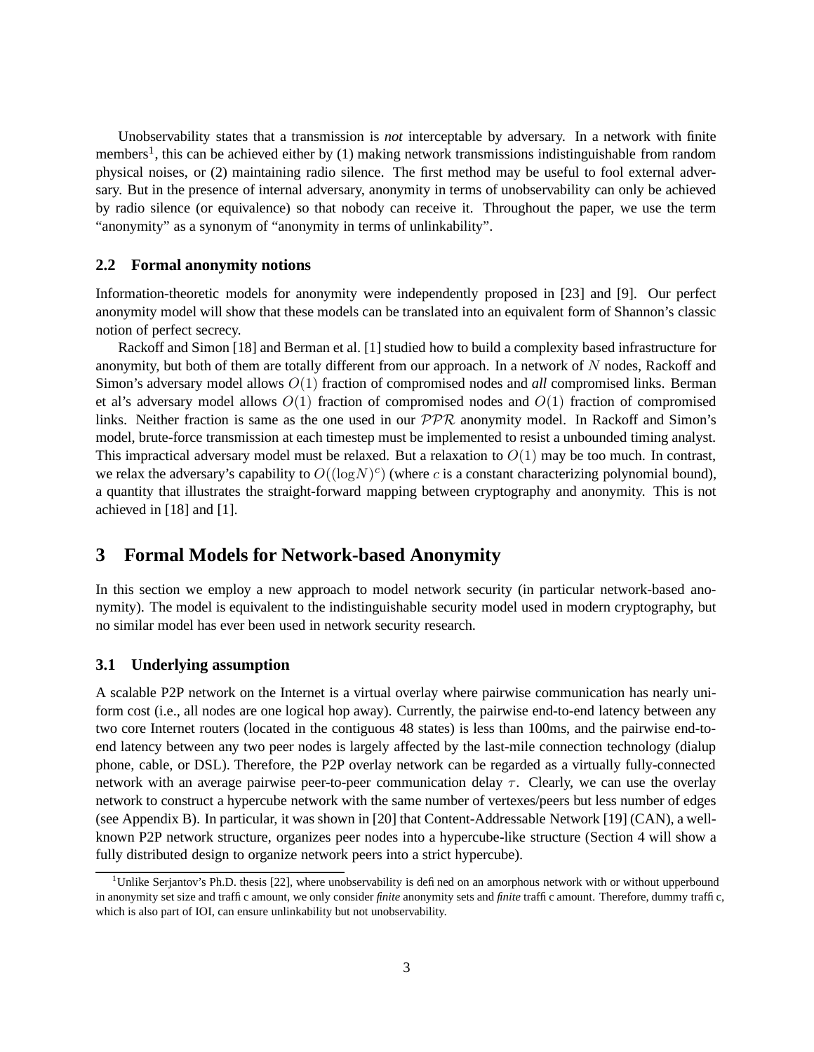Unobservability states that a transmission is *not* interceptable by adversary. In a network with finite members[1], this can be achieved either by (1) making network transmissions indistinguishable from random physical noises, or (2) maintaining radio silence. The first method may be useful to fool external adversary. But in the presence of internal adversary, anonymity in terms of unobservability can only be achieved by radio silence (or equivalence) so that nobody can receive it. Throughout the paper, we use the term "anonymity" as a synonym of "anonymity in terms of unlinkability".

### 2.2 Formal anonymity notions

Information-theoretic models for anonymity were independently proposed in [23] and [9]. Our perfect anonymity model will show that these models can be translated into an equivalent form of Shannon's classic notion of perfect secrecy.

Rackoff and Simon [18] and Berman et al. [1] studied how to build a complexity based infrastructure for anonymity, but both of them are totally different from our approach. In a network of $N$ nodes, Rackoff and Simon's adversary model allows $O(1)$ fraction of compromised nodes and *all* compromised links. Berman et al's adversary model allows $O(1)$ fraction of compromised nodes and $O(1)$ fraction of compromised links. Neither fraction is same as the one used in our $\mathcal{PPR}$ anonymity model. In Rackoff and Simon's model, brute-force transmission at each timestep must be implemented to resist a unbounded timing analyst. This impractical adversary model must be relaxed. But a relaxation to $O(1)$ may be too much. In contrast, we relax the adversary's capability to $O((\log N)^c)$ (where $c$ is a constant characterizing polynomial bound), a quantity that illustrates the straight-forward mapping between cryptography and anonymity. This is not achieved in [18] and [1].

## 3 Formal Models for Network-based Anonymity

In this section we employ a new approach to model network security (in particular network-based anonymity). The model is equivalent to the indistinguishable security model used in modern cryptography, but no similar model has ever been used in network security research.

### 3.1 Underlying assumption

A scalable P2P network on the Internet is a virtual overlay where pairwise communication has nearly uniform cost (i.e., all nodes are one logical hop away). Currently, the pairwise end-to-end latency between any two core Internet routers (located in the contiguous 48 states) is less than 100ms, and the pairwise end-to-end latency between any two peer nodes is largely affected by the last-mile connection technology (dialup phone, cable, or DSL). Therefore, the P2P overlay network can be regarded as a virtually fully-connected network with an average pairwise peer-to-peer communication delay $\tau$. Clearly, we can use the overlay network to construct a hypercube network with the same number of vertexes/peers but less number of edges (see Appendix B). In particular, it was shown in [20] that Content-Addressable Network [19] (CAN), a well-known P2P network structure, organizes peer nodes into a hypercube-like structure (Section 4 will show a fully distributed design to organize network peers into a strict hypercube).

[1] Unlike Serjantov's Ph.D. thesis [22], where unobservability is defined on an amorphous network with or without upperbound in anonymity set size and traffic amount, we only consider *finite* anonymity sets and *finite* traffic amount. Therefore, dummy traffic, which is also part of IOI, can ensure unlinkability but not unobservability.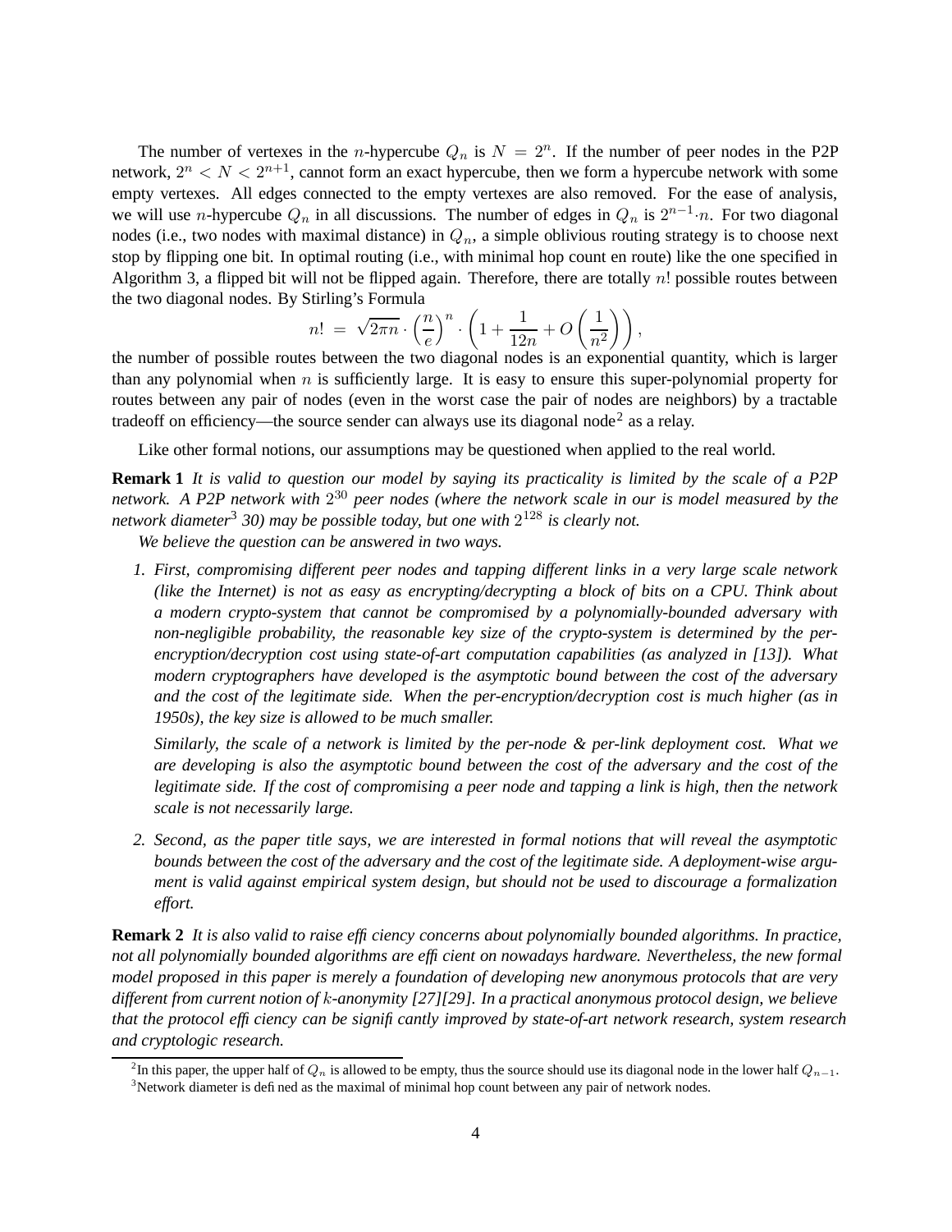The number of vertexes in the $n$-hypercube $Q_n$ is $N = 2^n$. If the number of peer nodes in the P2P network, $2^n < N < 2^{n+1}$, cannot form an exact hypercube, then we form a hypercube network with some empty vertexes. All edges connected to the empty vertexes are also removed. For the ease of analysis, we will use $n$-hypercube $Q_n$ in all discussions. The number of edges in $Q_n$ is $2^{n-1} \cdot n$. For two diagonal nodes (i.e., two nodes with maximal distance) in $Q_n$, a simple oblivious routing strategy is to choose next stop by flipping one bit. In optimal routing (i.e., with minimal hop count en route) like the one specified in Algorithm 3, a flipped bit will not be flipped again. Therefore, there are totally $n!$ possible routes between the two diagonal nodes. By Stirling's Formula

$$n! \;=\; \sqrt{2\pi n} \cdot \left(\frac{n}{e}\right)^n \cdot \left(1 + \frac{1}{12n} + O\left(\frac{1}{n^2}\right)\right),$$

the number of possible routes between the two diagonal nodes is an exponential quantity, which is larger than any polynomial when $n$ is sufficiently large. It is easy to ensure this super-polynomial property for routes between any pair of nodes (even in the worst case the pair of nodes are neighbors) by a tractable tradeoff on efficiency—the source sender can always use its diagonal node[2] as a relay.

Like other formal notions, our assumptions may be questioned when applied to the real world.

**Remark 1** *It is valid to question our model by saying its practicality is limited by the scale of a P2P network. A P2P network with $2^{30}$ peer nodes (where the network scale in our is model measured by the network diameter[3] 30) may be possible today, but one with $2^{128}$ is clearly not.*

*We believe the question can be answered in two ways.*

1. *First, compromising different peer nodes and tapping different links in a very large scale network (like the Internet) is not as easy as encrypting/decrypting a block of bits on a CPU. Think about a modern crypto-system that cannot be compromised by a polynomially-bounded adversary with non-negligible probability, the reasonable key size of the crypto-system is determined by the per-encryption/decryption cost using state-of-art computation capabilities (as analyzed in [13]). What modern cryptographers have developed is the asymptotic bound between the cost of the adversary and the cost of the legitimate side. When the per-encryption/decryption cost is much higher (as in 1950s), the key size is allowed to be much smaller.*

   *Similarly, the scale of a network is limited by the per-node & per-link deployment cost. What we are developing is also the asymptotic bound between the cost of the adversary and the cost of the legitimate side. If the cost of compromising a peer node and tapping a link is high, then the network scale is not necessarily large.*

2. *Second, as the paper title says, we are interested in formal notions that will reveal the asymptotic bounds between the cost of the adversary and the cost of the legitimate side. A deployment-wise argument is valid against empirical system design, but should not be used to discourage a formalization effort.*

**Remark 2** *It is also valid to raise efficiency concerns about polynomially bounded algorithms. In practice, not all polynomially bounded algorithms are efficient on nowadays hardware. Nevertheless, the new formal model proposed in this paper is merely a foundation of developing new anonymous protocols that are very different from current notion of $k$-anonymity [27][29]. In a practical anonymous protocol design, we believe that the protocol efficiency can be significantly improved by state-of-art network research, system research and cryptologic research.*

---

[2] In this paper, the upper half of $Q_n$ is allowed to be empty, thus the source should use its diagonal node in the lower half $Q_{n-1}$.

[3] Network diameter is defined as the maximal of minimal hop count between any pair of network nodes.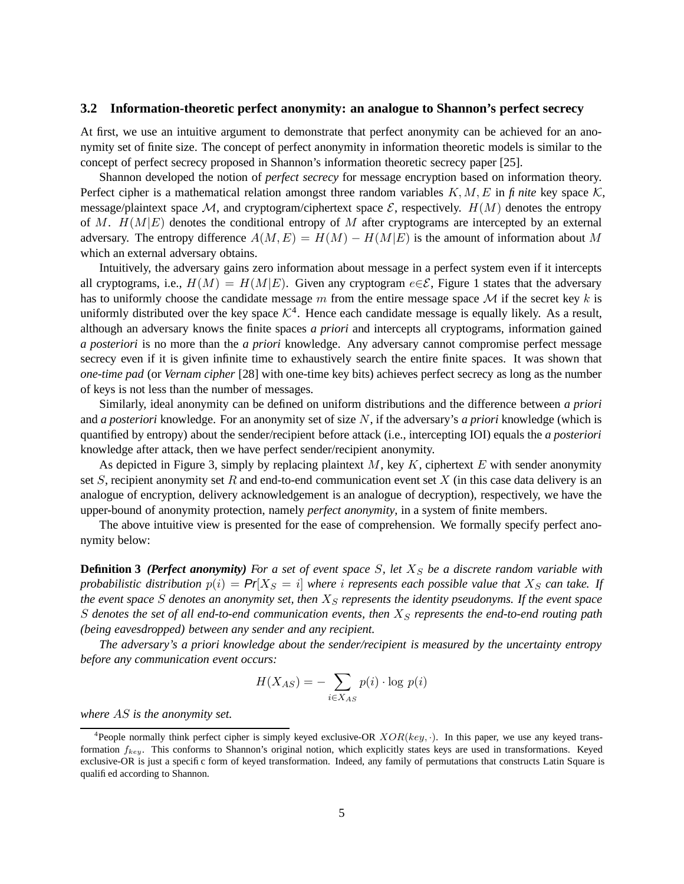### 3.2 Information-theoretic perfect anonymity: an analogue to Shannon's perfect secrecy

At first, we use an intuitive argument to demonstrate that perfect anonymity can be achieved for an anonymity set of finite size. The concept of perfect anonymity in information theoretic models is similar to the concept of perfect secrecy proposed in Shannon's information theoretic secrecy paper [25].

Shannon developed the notion of *perfect secrecy* for message encryption based on information theory. Perfect cipher is a mathematical relation amongst three random variables $K, M, E$ in *finite* key space $\mathcal{K}$, message/plaintext space $\mathcal{M}$, and cryptogram/ciphertext space $\mathcal{E}$, respectively. $H(M)$ denotes the entropy of $M$. $H(M|E)$ denotes the conditional entropy of $M$ after cryptograms are intercepted by an external adversary. The entropy difference $A(M, E) = H(M) - H(M|E)$ is the amount of information about $M$ which an external adversary obtains.

Intuitively, the adversary gains zero information about message in a perfect system even if it intercepts all cryptograms, i.e., $H(M) = H(M|E)$. Given any cryptogram $e \in \mathcal{E}$, Figure 1 states that the adversary has to uniformly choose the candidate message $m$ from the entire message space $\mathcal{M}$ if the secret key $k$ is uniformly distributed over the key space $\mathcal{K}$[4]. Hence each candidate message is equally likely. As a result, although an adversary knows the finite spaces *a priori* and intercepts all cryptograms, information gained *a posteriori* is no more than the *a priori* knowledge. Any adversary cannot compromise perfect message secrecy even if it is given infinite time to exhaustively search the entire finite spaces. It was shown that *one-time pad* (or *Vernam cipher* [28] with one-time key bits) achieves perfect secrecy as long as the number of keys is not less than the number of messages.

Similarly, ideal anonymity can be defined on uniform distributions and the difference between *a priori* and *a posteriori* knowledge. For an anonymity set of size $N$, if the adversary's *a priori* knowledge (which is quantified by entropy) about the sender/recipient before attack (i.e., intercepting IOI) equals the *a posteriori* knowledge after attack, then we have perfect sender/recipient anonymity.

As depicted in Figure 3, simply by replacing plaintext $M$, key $K$, ciphertext $E$ with sender anonymity set $S$, recipient anonymity set $R$ and end-to-end communication event set $X$ (in this case data delivery is an analogue of encryption, delivery acknowledgement is an analogue of decryption), respectively, we have the upper-bound of anonymity protection, namely *perfect anonymity*, in a system of finite members.

The above intuitive view is presented for the ease of comprehension. We formally specify perfect anonymity below:

**Definition 3** ***(Perfect anonymity)*** *For a set of event space $S$, let $X_S$ be a discrete random variable with probabilistic distribution $p(i) = Pr[X_S = i]$ where $i$ represents each possible value that $X_S$ can take. If the event space $S$ denotes an anonymity set, then $X_S$ represents the identity pseudonyms. If the event space $S$ denotes the set of all end-to-end communication events, then $X_S$ represents the end-to-end routing path (being eavesdropped) between any sender and any recipient.*

*The adversary's a priori knowledge about the sender/recipient is measured by the uncertainty entropy before any communication event occurs:*

$$H(X_{AS}) = -\sum_{i \in X_{AS}} p(i) \cdot \log p(i)$$

*where $AS$ is the anonymity set.*

[4] People normally think perfect cipher is simply keyed exclusive-OR $XOR(key, \cdot)$. In this paper, we use any keyed transformation $f_{key}$. This conforms to Shannon's original notion, which explicitly states keys are used in transformations. Keyed exclusive-OR is just a specific form of keyed transformation. Indeed, any family of permutations that constructs Latin Square is qualified according to Shannon.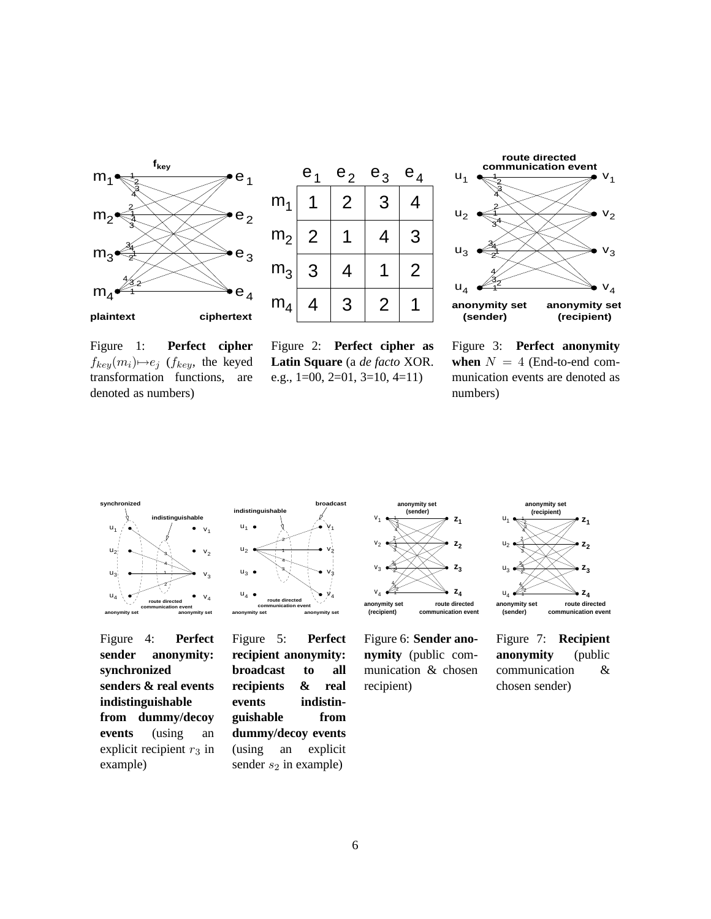Figure 1: **Perfect cipher** $f_{key}(m_i) \mapsto e_j$ ($f_{key}$, the keyed transformation functions, are denoted as numbers)

|  | $e_1$ | $e_2$ | $e_3$ | $e_4$ |
|---|---|---|---|---|
| $m_1$ | 1 | 2 | 3 | 4 |
| $m_2$ | 2 | 1 | 4 | 3 |
| $m_3$ | 3 | 4 | 1 | 2 |
| $m_4$ | 4 | 3 | 2 | 1 |

Figure 2: **Perfect cipher as Latin Square** (a *de facto* XOR. e.g., 1=00, 2=01, 3=10, 4=11)

Figure 3: **Perfect anonymity when** $N = 4$ (End-to-end communication events are denoted as numbers)

Figure 4: **Perfect sender anonymity: synchronized senders & real events indistinguishable from dummy/decoy events** (using an explicit recipient $r_3$ in example)

Figure 5: **Perfect recipient anonymity: broadcast to all recipients & real events indistinguishable from dummy/decoy events** (using an explicit sender $s_2$ in example)

Figure 6: **Sender anonymity** (public communication & chosen recipient)

Figure 7: **Recipient anonymity** (public communication & chosen sender)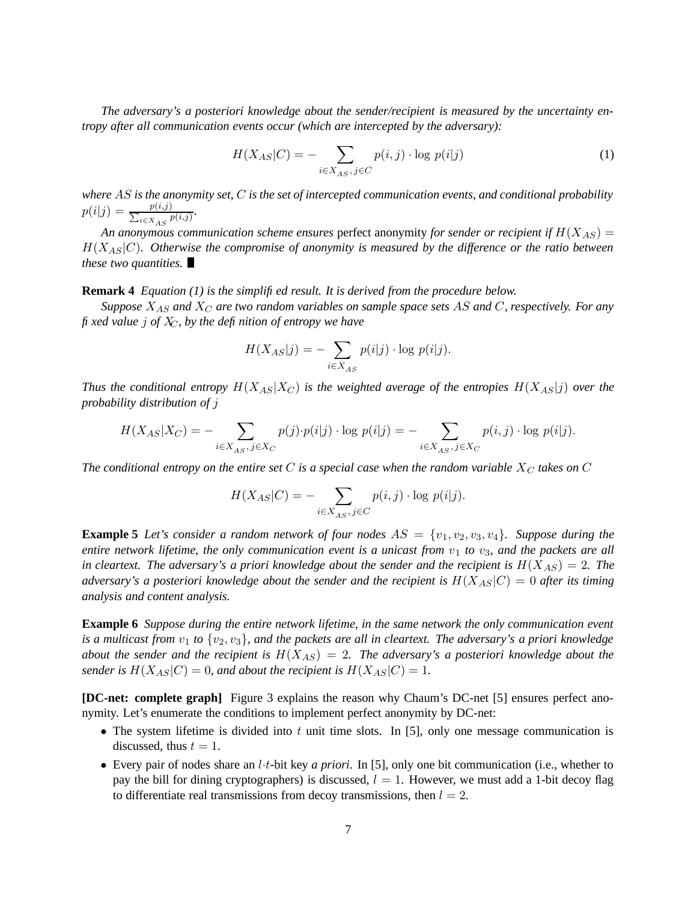*The adversary's a posteriori knowledge about the sender/recipient is measured by the uncertainty entropy after all communication events occur (which are intercepted by the adversary):*

$$H(X_{AS}|C) = -\sum_{i \in X_{AS}, j \in C} p(i,j) \cdot \log\, p(i|j) \tag{1}$$

*where $AS$ is the anonymity set, $C$ is the set of intercepted communication events, and conditional probability $p(i|j) = \frac{p(i,j)}{\sum_{i \in X_{AS}} p(i,j)}$.*

*An anonymous communication scheme ensures* perfect anonymity *for sender or recipient if $H(X_{AS}) = H(X_{AS}|C)$. Otherwise the compromise of anonymity is measured by the difference or the ratio between these two quantities.* ∎

**Remark 4** *Equation (1) is the simplified result. It is derived from the procedure below.*

*Suppose $X_{AS}$ and $X_C$ are two random variables on sample space sets $AS$ and $C$, respectively. For any fixed value $j$ of $X_C$, by the definition of entropy we have*

$$H(X_{AS}|j) = -\sum_{i \in X_{AS}} p(i|j) \cdot \log\, p(i|j).$$

*Thus the conditional entropy $H(X_{AS}|X_C)$ is the weighted average of the entropies $H(X_{AS}|j)$ over the probability distribution of $j$*

$$H(X_{AS}|X_C) = -\sum_{i \in X_{AS}, j \in X_C} p(j) \cdot p(i|j) \cdot \log\, p(i|j) = -\sum_{i \in X_{AS}, j \in X_C} p(i,j) \cdot \log\, p(i|j).$$

*The conditional entropy on the entire set $C$ is a special case when the random variable $X_C$ takes on $C$*

$$H(X_{AS}|C) = -\sum_{i \in X_{AS}, j \in C} p(i,j) \cdot \log\, p(i|j).$$

**Example 5** *Let's consider a random network of four nodes $AS = \{v_1, v_2, v_3, v_4\}$. Suppose during the entire network lifetime, the only communication event is a unicast from $v_1$ to $v_3$, and the packets are all in cleartext. The adversary's a priori knowledge about the sender and the recipient is $H(X_{AS}) = 2$. The adversary's a posteriori knowledge about the sender and the recipient is $H(X_{AS}|C) = 0$ after its timing analysis and content analysis.*

**Example 6** *Suppose during the entire network lifetime, in the same network the only communication event is a multicast from $v_1$ to $\{v_2, v_3\}$, and the packets are all in cleartext. The adversary's a priori knowledge about the sender and the recipient is $H(X_{AS}) = 2$. The adversary's a posteriori knowledge about the sender is $H(X_{AS}|C) = 0$, and about the recipient is $H(X_{AS}|C) = 1$.*

**[DC-net: complete graph]** Figure 3 explains the reason why Chaum's DC-net [5] ensures perfect anonymity. Let's enumerate the conditions to implement perfect anonymity by DC-net:

- The system lifetime is divided into $t$ unit time slots. In [5], only one message communication is discussed, thus $t = 1$.
- Every pair of nodes share an $l \cdot t$-bit key *a priori*. In [5], only one bit communication (i.e., whether to pay the bill for dining cryptographers) is discussed, $l = 1$. However, we must add a 1-bit decoy flag to differentiate real transmissions from decoy transmissions, then $l = 2$.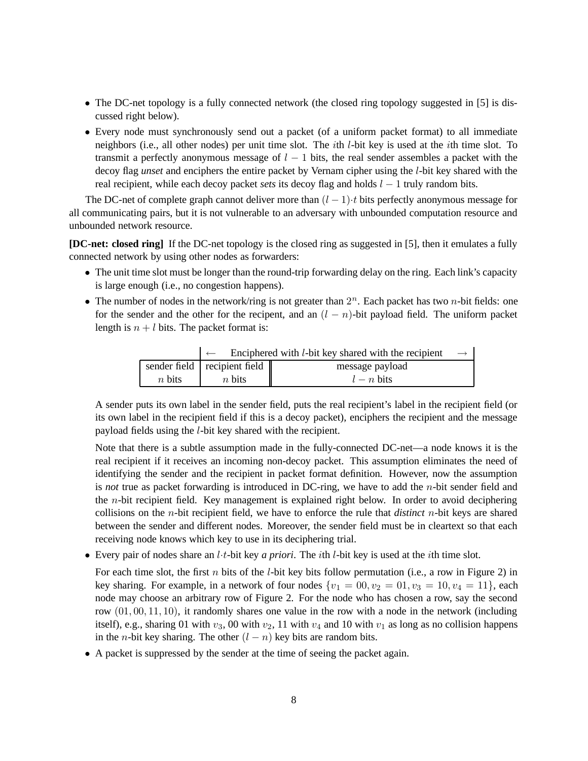- The DC-net topology is a fully connected network (the closed ring topology suggested in [5] is discussed right below).
- Every node must synchronously send out a packet (of a uniform packet format) to all immediate neighbors (i.e., all other nodes) per unit time slot. The $i$th $l$-bit key is used at the $i$th time slot. To transmit a perfectly anonymous message of $l-1$ bits, the real sender assembles a packet with the decoy flag *unset* and enciphers the entire packet by Vernam cipher using the $l$-bit key shared with the real recipient, while each decoy packet *sets* its decoy flag and holds $l-1$ truly random bits.

The DC-net of complete graph cannot deliver more than $(l-1)\cdot t$ bits perfectly anonymous message for all communicating pairs, but it is not vulnerable to an adversary with unbounded computation resource and unbounded network resource.

**[DC-net: closed ring]** If the DC-net topology is the closed ring as suggested in [5], then it emulates a fully connected network by using other nodes as forwarders:

- The unit time slot must be longer than the round-trip forwarding delay on the ring. Each link's capacity is large enough (i.e., no congestion happens).
- The number of nodes in the network/ring is not greater than $2^n$. Each packet has two $n$-bit fields: one for the sender and the other for the recipent, and an $(l-n)$-bit payload field. The uniform packet length is $n+l$ bits. The packet format is:

|  | ← Enciphered with $l$-bit key shared with the recipient → |  |
|---|---|---|
| sender field | recipient field | message payload |
| $n$ bits | $n$ bits | $l-n$ bits |

  A sender puts its own label in the sender field, puts the real recipient's label in the recipient field (or its own label in the recipient field if this is a decoy packet), enciphers the recipient and the message payload fields using the $l$-bit key shared with the recipient.

  Note that there is a subtle assumption made in the fully-connected DC-net—a node knows it is the real recipient if it receives an incoming non-decoy packet. This assumption eliminates the need of identifying the sender and the recipient in packet format definition. However, now the assumption is *not* true as packet forwarding is introduced in DC-ring, we have to add the $n$-bit sender field and the $n$-bit recipient field. Key management is explained right below. In order to avoid deciphering collisions on the $n$-bit recipient field, we have to enforce the rule that *distinct* $n$-bit keys are shared between the sender and different nodes. Moreover, the sender field must be in cleartext so that each receiving node knows which key to use in its deciphering trial.

- Every pair of nodes share an $l\cdot t$-bit key *a priori*. The $i$th $l$-bit key is used at the $i$th time slot.

  For each time slot, the first $n$ bits of the $l$-bit key bits follow permutation (i.e., a row in Figure 2) in key sharing. For example, in a network of four nodes $\{v_1 = 00, v_2 = 01, v_3 = 10, v_4 = 11\}$, each node may choose an arbitrary row of Figure 2. For the node who has chosen a row, say the second row $(01, 00, 11, 10)$, it randomly shares one value in the row with a node in the network (including itself), e.g., sharing 01 with $v_3$, 00 with $v_2$, 11 with $v_4$ and 10 with $v_1$ as long as no collision happens in the $n$-bit key sharing. The other $(l-n)$ key bits are random bits.

- A packet is suppressed by the sender at the time of seeing the packet again.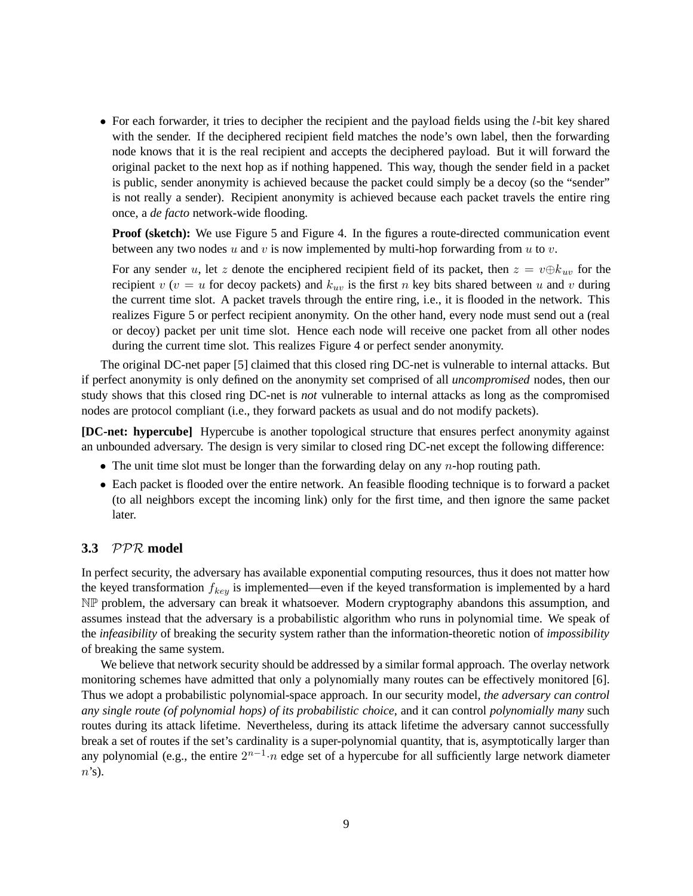- For each forwarder, it tries to decipher the recipient and the payload fields using the $l$-bit key shared with the sender. If the deciphered recipient field matches the node's own label, then the forwarding node knows that it is the real recipient and accepts the deciphered payload. But it will forward the original packet to the next hop as if nothing happened. This way, though the sender field in a packet is public, sender anonymity is achieved because the packet could simply be a decoy (so the "sender" is not really a sender). Recipient anonymity is achieved because each packet travels the entire ring once, a *de facto* network-wide flooding.

  **Proof (sketch):** We use Figure 5 and Figure 4. In the figures a route-directed communication event between any two nodes $u$ and $v$ is now implemented by multi-hop forwarding from $u$ to $v$.

  For any sender $u$, let $z$ denote the enciphered recipient field of its packet, then $z = v \oplus k_{uv}$ for the recipient $v$ ($v = u$ for decoy packets) and $k_{uv}$ is the first $n$ key bits shared between $u$ and $v$ during the current time slot. A packet travels through the entire ring, i.e., it is flooded in the network. This realizes Figure 5 or perfect recipient anonymity. On the other hand, every node must send out a (real or decoy) packet per unit time slot. Hence each node will receive one packet from all other nodes during the current time slot. This realizes Figure 4 or perfect sender anonymity.

The original DC-net paper [5] claimed that this closed ring DC-net is vulnerable to internal attacks. But if perfect anonymity is only defined on the anonymity set comprised of all *uncompromised* nodes, then our study shows that this closed ring DC-net is *not* vulnerable to internal attacks as long as the compromised nodes are protocol compliant (i.e., they forward packets as usual and do not modify packets).

**[DC-net: hypercube]** Hypercube is another topological structure that ensures perfect anonymity against an unbounded adversary. The design is very similar to closed ring DC-net except the following difference:

- The unit time slot must be longer than the forwarding delay on any $n$-hop routing path.
- Each packet is flooded over the entire network. An feasible flooding technique is to forward a packet (to all neighbors except the incoming link) only for the first time, and then ignore the same packet later.

### 3.3 $\mathcal{PPR}$ model

In perfect security, the adversary has available exponential computing resources, thus it does not matter how the keyed transformation $f_{key}$ is implemented—even if the keyed transformation is implemented by a hard $\mathbb{NP}$ problem, the adversary can break it whatsoever. Modern cryptography abandons this assumption, and assumes instead that the adversary is a probabilistic algorithm who runs in polynomial time. We speak of the *infeasibility* of breaking the security system rather than the information-theoretic notion of *impossibility* of breaking the same system.

We believe that network security should be addressed by a similar formal approach. The overlay network monitoring schemes have admitted that only a polynomially many routes can be effectively monitored [6]. Thus we adopt a probabilistic polynomial-space approach. In our security model, *the adversary can control any single route (of polynomial hops) of its probabilistic choice*, and it can control *polynomially many* such routes during its attack lifetime. Nevertheless, during its attack lifetime the adversary cannot successfully break a set of routes if the set's cardinality is a super-polynomial quantity, that is, asymptotically larger than any polynomial (e.g., the entire $2^{n-1} \cdot n$ edge set of a hypercube for all sufficiently large network diameter $n$'s).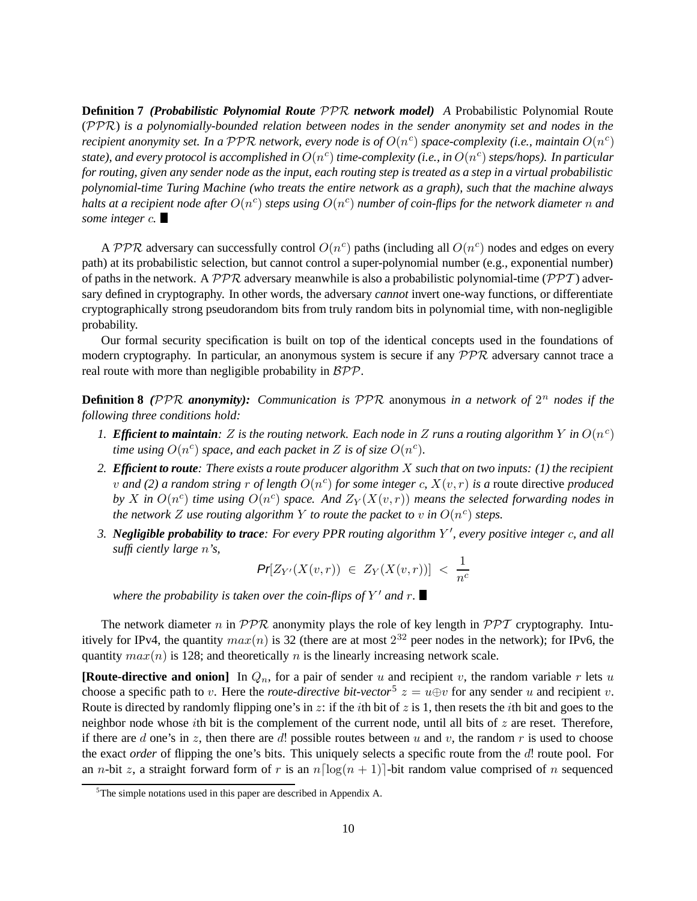**Definition 7** ***(Probabilistic Polynomial Route*** $\mathcal{PPR}$ ***network model)*** *A* Probabilistic Polynomial Route ($\mathcal{PPR}$) *is a polynomially-bounded relation between nodes in the sender anonymity set and nodes in the recipient anonymity set. In a* $\mathcal{PPR}$ *network, every node is of* $O(n^c)$ *space-complexity (i.e., maintain* $O(n^c)$ *state), and every protocol is accomplished in* $O(n^c)$ *time-complexity (i.e., in* $O(n^c)$ *steps/hops). In particular for routing, given any sender node as the input, each routing step is treated as a step in a virtual probabilistic polynomial-time Turing Machine (who treats the entire network as a graph), such that the machine always halts at a recipient node after* $O(n^c)$ *steps using* $O(n^c)$ *number of coin-flips for the network diameter* $n$ *and some integer* $c$. ■

A $\mathcal{PPR}$ adversary can successfully control $O(n^c)$ paths (including all $O(n^c)$ nodes and edges on every path) at its probabilistic selection, but cannot control a super-polynomial number (e.g., exponential number) of paths in the network. A $\mathcal{PPR}$ adversary meanwhile is also a probabilistic polynomial-time ($\mathcal{PPT}$) adversary defined in cryptography. In other words, the adversary *cannot* invert one-way functions, or differentiate cryptographically strong pseudorandom bits from truly random bits in polynomial time, with non-negligible probability.

Our formal security specification is built on top of the identical concepts used in the foundations of modern cryptography. In particular, an anonymous system is secure if any $\mathcal{PPR}$ adversary cannot trace a real route with more than negligible probability in $\mathcal{BPP}$.

**Definition 8** ***(***$\mathcal{PPR}$ ***anonymity):*** *Communication is* $\mathcal{PPR}$ anonymous *in a network of* $2^n$ *nodes if the following three conditions hold:*

1. ***Efficient to maintain****:* $Z$ *is the routing network. Each node in* $Z$ *runs a routing algorithm* $Y$ *in* $O(n^c)$ *time using* $O(n^c)$ *space, and each packet in* $Z$ *is of size* $O(n^c)$.
2. ***Efficient to route****: There exists a route producer algorithm* $X$ *such that on two inputs: (1) the recipient* $v$ *and (2) a random string* $r$ *of length* $O(n^c)$ *for some integer* $c$*,* $X(v, r)$ *is a* route directive *produced by* $X$ *in* $O(n^c)$ *time using* $O(n^c)$ *space. And* $Z_Y(X(v, r))$ *means the selected forwarding nodes in the network* $Z$ *use routing algorithm* $Y$ *to route the packet to* $v$ *in* $O(n^c)$ *steps.*
3. ***Negligible probability to trace****: For every PPR routing algorithm* $Y'$*, every positive integer* $c$*, and all sufficiently large* $n$*'s,*

$$Pr[Z_{Y'}(X(v,r)) \in Z_Y(X(v,r))] < \frac{1}{n^c}$$

*where the probability is taken over the coin-flips of* $Y'$ *and* $r$. ■

The network diameter $n$ in $\mathcal{PPR}$ anonymity plays the role of key length in $\mathcal{PPT}$ cryptography. Intuitively for IPv4, the quantity $max(n)$ is 32 (there are at most $2^{32}$ peer nodes in the network); for IPv6, the quantity $max(n)$ is 128; and theoretically $n$ is the linearly increasing network scale.

**[Route-directive and onion]** In $Q_n$, for a pair of sender $u$ and recipient $v$, the random variable $r$ lets $u$ choose a specific path to $v$. Here the *route-directive bit-vector*[5] $z = u \oplus v$ for any sender $u$ and recipient $v$. Route is directed by randomly flipping one's in $z$: if the $i$th bit of $z$ is 1, then resets the $i$th bit and goes to the neighbor node whose $i$th bit is the complement of the current node, until all bits of $z$ are reset. Therefore, if there are $d$ one's in $z$, then there are $d!$ possible routes between $u$ and $v$, the random $r$ is used to choose the exact *order* of flipping the one's bits. This uniquely selects a specific route from the $d!$ route pool. For an $n$-bit $z$, a straight forward form of $r$ is an $n\lceil\log(n+1)\rceil$-bit random value comprised of $n$ sequenced

[5] The simple notations used in this paper are described in Appendix A.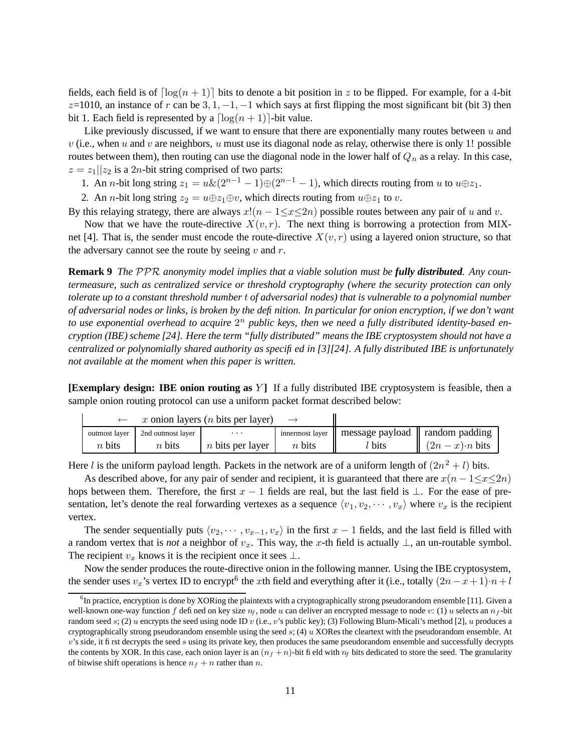fields, each field is of $\lceil \log(n+1) \rceil$ bits to denote a bit position in $z$ to be flipped. For example, for a 4-bit $z$=1010, an instance of $r$ can be $3, 1, -1, -1$ which says at first flipping the most significant bit (bit 3) then bit 1. Each field is represented by a $\lceil \log(n+1) \rceil$-bit value.

Like previously discussed, if we want to ensure that there are exponentially many routes between $u$ and $v$ (i.e., when $u$ and $v$ are neighbors, $u$ must use its diagonal node as relay, otherwise there is only 1! possible routes between them), then routing can use the diagonal node in the lower half of $Q_n$ as a relay. In this case, $z = z_1 || z_2$ is a $2n$-bit string comprised of two parts:

1. An $n$-bit long string $z_1 = u\&(2^{n-1}-1)\oplus(2^{n-1}-1)$, which directs routing from $u$ to $u\oplus z_1$.
2. An $n$-bit long string $z_2 = u\oplus z_1 \oplus v$, which directs routing from $u\oplus z_1$ to $v$.

By this relaying strategy, there are always $x!(n-1 \leq x \leq 2n)$ possible routes between any pair of $u$ and $v$.

Now that we have the route-directive $X(v, r)$. The next thing is borrowing a protection from MIX-net [4]. That is, the sender must encode the route-directive $X(v, r)$ using a layered onion structure, so that the adversary cannot see the route by seeing $v$ and $r$.

**Remark 9** *The $\mathcal{PPR}$ anonymity model implies that a viable solution must be* ***fully distributed****. Any countermeasure, such as centralized service or threshold cryptography (where the security protection can only tolerate up to a constant threshold number $t$ of adversarial nodes) that is vulnerable to a polynomial number of adversarial nodes or links, is broken by the definition. In particular for onion encryption, if we don't want to use exponential overhead to acquire $2^n$ public keys, then we need a fully distributed identity-based encryption (IBE) scheme [24]. Here the term "fully distributed" means the IBE cryptosystem should not have a centralized or polynomially shared authority as specified in [3][24]. A fully distributed IBE is unfortunately not available at the moment when this paper is written.*

**[Exemplary design: IBE onion routing as $Y$]** If a fully distributed IBE cryptosystem is feasible, then a sample onion routing protocol can use a uniform packet format described below:

| ← $x$ onion layers ($n$ bits per layer) → | | | | | |
|---|---|---|---|---|---|
| outmost layer | 2nd outmost layer | $\cdots$ | innermost layer | message payload | random padding |
| $n$ bits | $n$ bits | $n$ bits per layer | $n$ bits | $l$ bits | $(2n-x)\cdot n$ bits |

Here $l$ is the uniform payload length. Packets in the network are of a uniform length of $(2n^2+l)$ bits.

As described above, for any pair of sender and recipient, it is guaranteed that there are $x(n-1 \leq x \leq 2n)$ hops between them. Therefore, the first $x-1$ fields are real, but the last field is $\perp$. For the ease of presentation, let's denote the real forwarding vertexes as a sequence $\langle v_1, v_2, \cdots, v_x \rangle$ where $v_x$ is the recipient vertex.

The sender sequentially puts $\langle v_2, \cdots, v_{x-1}, v_x \rangle$ in the first $x-1$ fields, and the last field is filled with a random vertex that is *not* a neighbor of $v_x$. This way, the $x$-th field is actually $\perp$, an un-routable symbol. The recipient $v_x$ knows it is the recipient once it sees $\perp$.

Now the sender produces the route-directive onion in the following manner. Using the IBE cryptosystem, the sender uses $v_x$'s vertex ID to encrypt[6] the $x$th field and everything after it (i.e., totally $(2n-x+1)\cdot n+l$

[6] In practice, encryption is done by XORing the plaintexts with a cryptographically strong pseudorandom ensemble [11]. Given a well-known one-way function $f$ defined on key size $n_f$, node $u$ can deliver an encrypted message to node $v$: (1) $u$ selects an $n_f$-bit random seed $s$; (2) $u$ encrypts the seed using node ID $v$ (i.e., $v$'s public key); (3) Following Blum-Micali's method [2], $u$ produces a cryptographically strong pseudorandom ensemble using the seed $s$; (4) $u$ XORes the cleartext with the pseudorandom ensemble. At $v$'s side, it first decrypts the seed $s$ using its private key, then produces the same pseudorandom ensemble and successfully decrypts the contents by XOR. In this case, each onion layer is an $(n_f+n)$-bit field with $n_f$ bits dedicated to store the seed. The granularity of bitwise shift operations is hence $n_f+n$ rather than $n$.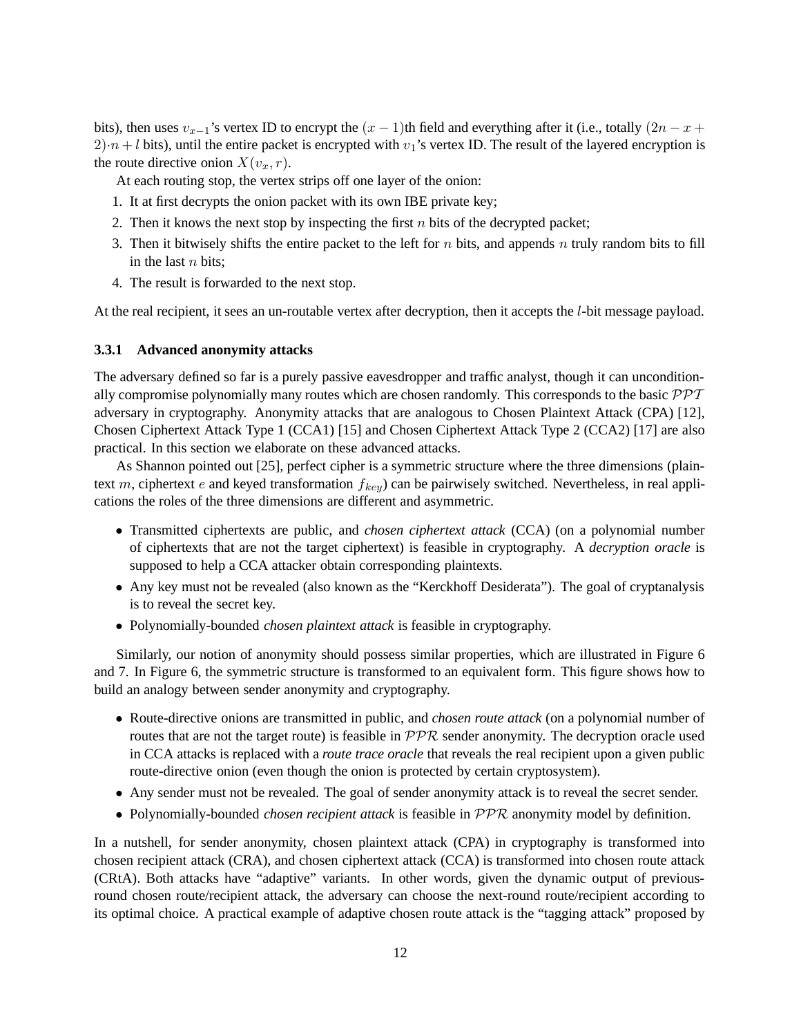bits), then uses $v_{x-1}$'s vertex ID to encrypt the $(x-1)$th field and everything after it (i.e., totally $(2n-x+2)\cdot n+l$ bits), until the entire packet is encrypted with $v_1$'s vertex ID. The result of the layered encryption is the route directive onion $X(v_x, r)$.

At each routing stop, the vertex strips off one layer of the onion:

1. It at first decrypts the onion packet with its own IBE private key;
2. Then it knows the next stop by inspecting the first $n$ bits of the decrypted packet;
3. Then it bitwisely shifts the entire packet to the left for $n$ bits, and appends $n$ truly random bits to fill in the last $n$ bits;
4. The result is forwarded to the next stop.

At the real recipient, it sees an un-routable vertex after decryption, then it accepts the $l$-bit message payload.

### 3.3.1 Advanced anonymity attacks

The adversary defined so far is a purely passive eavesdropper and traffic analyst, though it can unconditionally compromise polynomially many routes which are chosen randomly. This corresponds to the basic $\mathcal{PPT}$ adversary in cryptography. Anonymity attacks that are analogous to Chosen Plaintext Attack (CPA) [12], Chosen Ciphertext Attack Type 1 (CCA1) [15] and Chosen Ciphertext Attack Type 2 (CCA2) [17] are also practical. In this section we elaborate on these advanced attacks.

As Shannon pointed out [25], perfect cipher is a symmetric structure where the three dimensions (plaintext $m$, ciphertext $e$ and keyed transformation $f_{key}$) can be pairwisely switched. Nevertheless, in real applications the roles of the three dimensions are different and asymmetric.

- Transmitted ciphertexts are public, and *chosen ciphertext attack* (CCA) (on a polynomial number of ciphertexts that are not the target ciphertext) is feasible in cryptography. A *decryption oracle* is supposed to help a CCA attacker obtain corresponding plaintexts.
- Any key must not be revealed (also known as the "Kerckhoff Desiderata"). The goal of cryptanalysis is to reveal the secret key.
- Polynomially-bounded *chosen plaintext attack* is feasible in cryptography.

Similarly, our notion of anonymity should possess similar properties, which are illustrated in Figure 6 and 7. In Figure 6, the symmetric structure is transformed to an equivalent form. This figure shows how to build an analogy between sender anonymity and cryptography.

- Route-directive onions are transmitted in public, and *chosen route attack* (on a polynomial number of routes that are not the target route) is feasible in $\mathcal{PPR}$ sender anonymity. The decryption oracle used in CCA attacks is replaced with a *route trace oracle* that reveals the real recipient upon a given public route-directive onion (even though the onion is protected by certain cryptosystem).
- Any sender must not be revealed. The goal of sender anonymity attack is to reveal the secret sender.
- Polynomially-bounded *chosen recipient attack* is feasible in $\mathcal{PPR}$ anonymity model by definition.

In a nutshell, for sender anonymity, chosen plaintext attack (CPA) in cryptography is transformed into chosen recipient attack (CRA), and chosen ciphertext attack (CCA) is transformed into chosen route attack (CRtA). Both attacks have "adaptive" variants. In other words, given the dynamic output of previous-round chosen route/recipient attack, the adversary can choose the next-round route/recipient according to its optimal choice. A practical example of adaptive chosen route attack is the "tagging attack" proposed by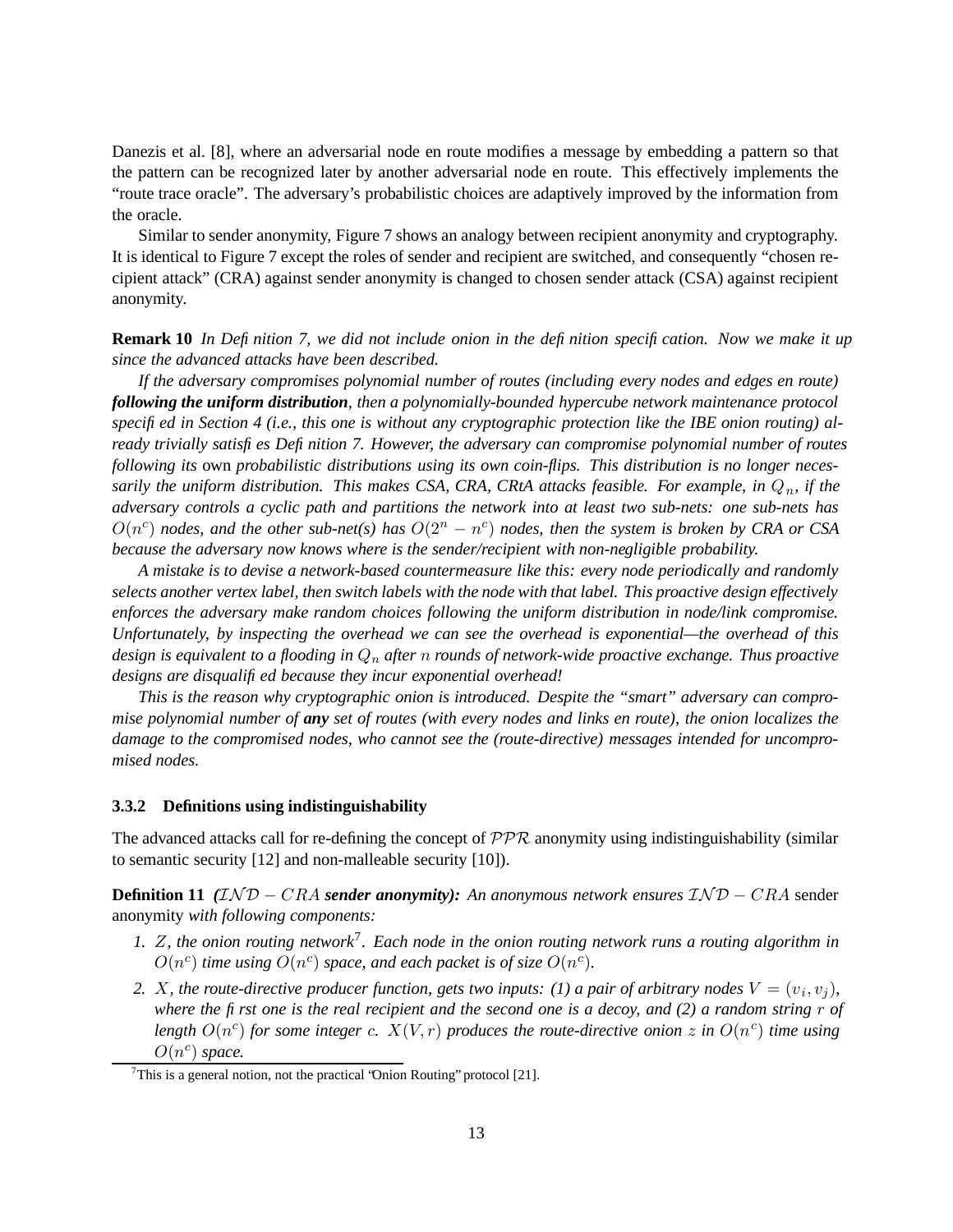Danezis et al. [8], where an adversarial node en route modifies a message by embedding a pattern so that the pattern can be recognized later by another adversarial node en route. This effectively implements the "route trace oracle". The adversary's probabilistic choices are adaptively improved by the information from the oracle.

Similar to sender anonymity, Figure 7 shows an analogy between recipient anonymity and cryptography. It is identical to Figure 7 except the roles of sender and recipient are switched, and consequently "chosen recipient attack" (CRA) against sender anonymity is changed to chosen sender attack (CSA) against recipient anonymity.

**Remark 10** *In Definition 7, we did not include onion in the definition specification. Now we make it up since the advanced attacks have been described.*

*If the adversary compromises polynomial number of routes (including every nodes and edges en route)* ***following the uniform distribution****, then a polynomially-bounded hypercube network maintenance protocol specified in Section 4 (i.e., this one is without any cryptographic protection like the IBE onion routing) already trivially satisfies Definition 7. However, the adversary can compromise polynomial number of routes following its* own *probabilistic distributions using its own coin-flips. This distribution is no longer necessarily the uniform distribution. This makes CSA, CRA, CRtA attacks feasible. For example, in $Q_n$, if the adversary controls a cyclic path and partitions the network into at least two sub-nets: one sub-nets has $O(n^c)$ nodes, and the other sub-net(s) has $O(2^n - n^c)$ nodes, then the system is broken by CRA or CSA because the adversary now knows where is the sender/recipient with non-negligible probability.*

*A mistake is to devise a network-based countermeasure like this: every node periodically and randomly selects another vertex label, then switch labels with the node with that label. This proactive design effectively enforces the adversary make random choices following the uniform distribution in node/link compromise. Unfortunately, by inspecting the overhead we can see the overhead is exponential—the overhead of this design is equivalent to a flooding in $Q_n$ after $n$ rounds of network-wide proactive exchange. Thus proactive designs are disqualified because they incur exponential overhead!*

*This is the reason why cryptographic onion is introduced. Despite the "smart" adversary can compromise polynomial number of* ***any*** *set of routes (with every nodes and links en route), the onion localizes the damage to the compromised nodes, who cannot see the (route-directive) messages intended for uncompromised nodes.*

### 3.3.2 Definitions using indistinguishability

The advanced attacks call for re-defining the concept of $\mathcal{PPR}$ anonymity using indistinguishability (similar to semantic security [12] and non-malleable security [10]).

**Definition 11** ***($\mathcal{IND} - CRA$ sender anonymity):*** *An anonymous network ensures $\mathcal{IND} - CRA$* sender anonymity *with following components:*

1. *$Z$, the onion routing network[7]. Each node in the onion routing network runs a routing algorithm in $O(n^c)$ time using $O(n^c)$ space, and each packet is of size $O(n^c)$.*
2. *$X$, the route-directive producer function, gets two inputs: (1) a pair of arbitrary nodes $V = (v_i, v_j)$, where the first one is the real recipient and the second one is a decoy, and (2) a random string $r$ of length $O(n^c)$ for some integer $c$. $X(V, r)$ produces the route-directive onion $z$ in $O(n^c)$ time using $O(n^c)$ space.*

[7] This is a general notion, not the practical "Onion Routing" protocol [21].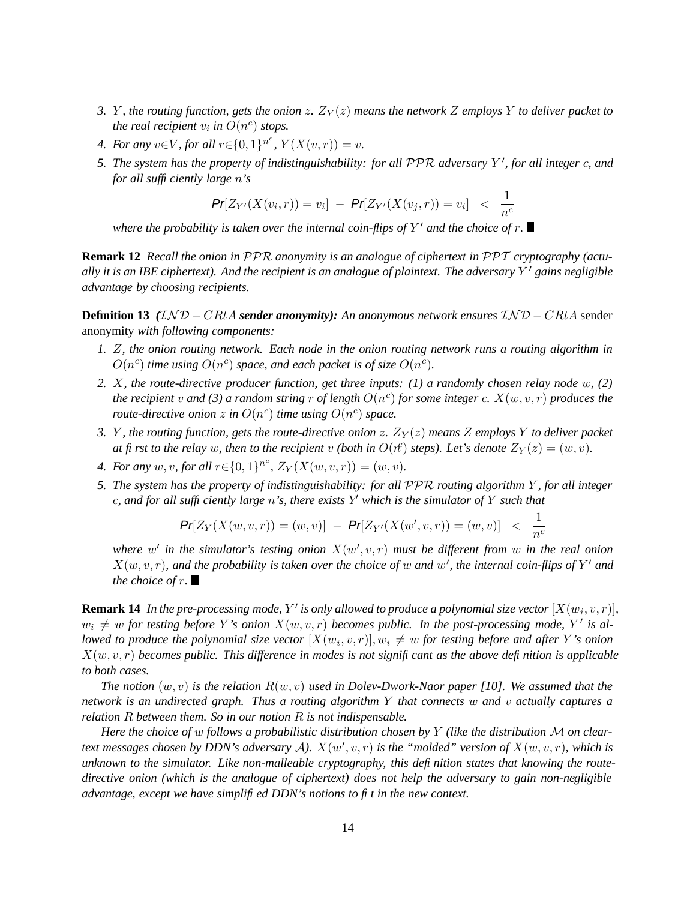3. $Y$, *the routing function, gets the onion* $z$. $Z_Y(z)$ *means the network* $Z$ *employs* $Y$ *to deliver packet to the real recipient* $v_i$ *in* $O(n^c)$ *stops.*
4. *For any* $v \in V$, *for all* $r \in \{0,1\}^{n^c}$, $Y(X(v,r)) = v$.
5. *The system has the property of indistinguishability: for all* $\mathcal{PPR}$ *adversary* $Y'$, *for all integer* $c$, *and for all sufficiently large* $n$*'s*

$$Pr[Z_{Y'}(X(v_i, r)) = v_i] \; - \; Pr[Z_{Y'}(X(v_j, r)) = v_i] \;\; < \;\; \frac{1}{n^c}$$

*where the probability is taken over the internal coin-flips of* $Y'$ *and the choice of* $r$. ■

**Remark 12** *Recall the onion in* $\mathcal{PPR}$ *anonymity is an analogue of ciphertext in* $\mathcal{PPT}$ *cryptography (actually it is an IBE ciphertext). And the recipient is an analogue of plaintext. The adversary* $Y'$ *gains negligible advantage by choosing recipients.*

**Definition 13** *(*$\mathcal{IND}-CRtA$ ***sender anonymity):*** *An anonymous network ensures* $\mathcal{IND}-CRtA$ sender anonymity *with following components:*

1. $Z$, *the onion routing network. Each node in the onion routing network runs a routing algorithm in* $O(n^c)$ *time using* $O(n^c)$ *space, and each packet is of size* $O(n^c)$.
2. $X$, *the route-directive producer function, get three inputs: (1) a randomly chosen relay node* $w$, *(2) the recipient* $v$ *and (3) a random string* $r$ *of length* $O(n^c)$ *for some integer* $c$. $X(w,v,r)$ *produces the route-directive onion* $z$ *in* $O(n^c)$ *time using* $O(n^c)$ *space.*
3. $Y$, *the routing function, gets the route-directive onion* $z$. $Z_Y(z)$ *means* $Z$ *employs* $Y$ *to deliver packet at first to the relay* $w$, *then to the recipient* $v$ *(both in* $O(n^c)$ *steps). Let's denote* $Z_Y(z) = (w,v)$.
4. *For any* $w, v$, *for all* $r \in \{0,1\}^{n^c}$, $Z_Y(X(w,v,r)) = (w,v)$.
5. *The system has the property of indistinguishability: for all* $\mathcal{PPR}$ *routing algorithm* $Y$, *for all integer* $c$, *and for all sufficiently large* $n$*'s, there exists* $Y'$ *which is the simulator of* $Y$ *such that*

$$Pr[Z_Y(X(w,v,r)) = (w,v)] \; - \; Pr[Z_{Y'}(X(w',v,r)) = (w,v)] \;\; < \;\; \frac{1}{n^c}$$

*where* $w'$ *in the simulator's testing onion* $X(w',v,r)$ *must be different from* $w$ *in the real onion* $X(w,v,r)$, *and the probability is taken over the choice of* $w$ *and* $w'$, *the internal coin-flips of* $Y'$ *and the choice of* $r$. ■

**Remark 14** *In the pre-processing mode,* $Y'$ *is only allowed to produce a polynomial size vector* $[X(w_i,v,r)]$, $w_i \neq w$ *for testing before* $Y$*'s onion* $X(w,v,r)$ *becomes public. In the post-processing mode,* $Y'$ *is allowed to produce the polynomial size vector* $[X(w_i,v,r)], w_i \neq w$ *for testing before and after* $Y$*'s onion* $X(w,v,r)$ *becomes public. This difference in modes is not significant as the above definition is applicable to both cases.*

*The notion* $(w,v)$ *is the relation* $R(w,v)$ *used in Dolev-Dwork-Naor paper [10]. We assumed that the network is an undirected graph. Thus a routing algorithm* $Y$ *that connects* $w$ *and* $v$ *actually captures a relation* $R$ *between them. So in our notion* $R$ *is not indispensable.*

*Here the choice of* $w$ *follows a probabilistic distribution chosen by* $Y$ *(like the distribution* $\mathcal{M}$ *on cleartext messages chosen by DDN's adversary* $\mathcal{A}$*).* $X(w',v,r)$ *is the "molded" version of* $X(w,v,r)$, *which is unknown to the simulator. Like non-malleable cryptography, this definition states that knowing the route-directive onion (which is the analogue of ciphertext) does not help the adversary to gain non-negligible advantage, except we have simplified DDN's notions to fit in the new context.*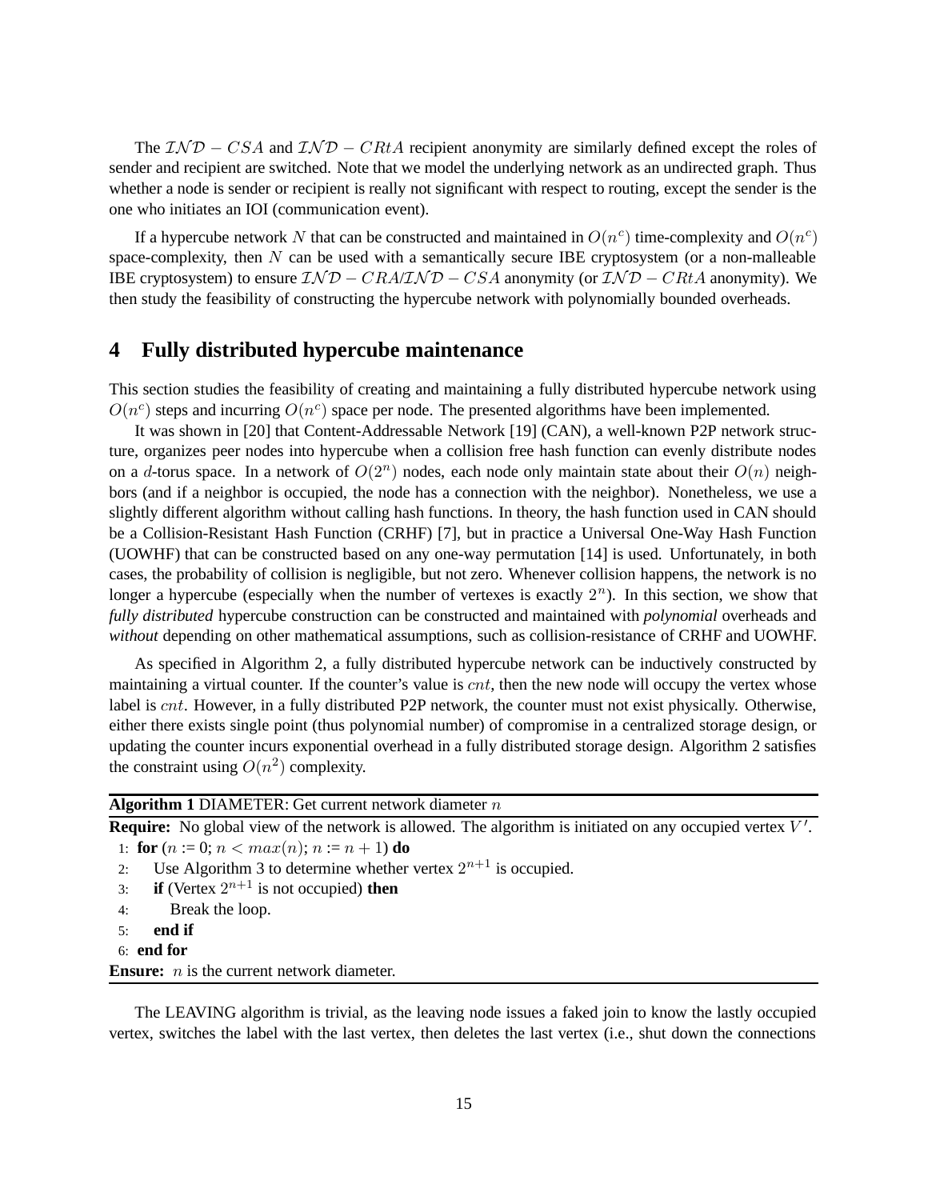The $\mathcal{IND} - CSA$ and $\mathcal{IND} - CRtA$ recipient anonymity are similarly defined except the roles of sender and recipient are switched. Note that we model the underlying network as an undirected graph. Thus whether a node is sender or recipient is really not significant with respect to routing, except the sender is the one who initiates an IOI (communication event).

If a hypercube network $N$ that can be constructed and maintained in $O(n^c)$ time-complexity and $O(n^c)$ space-complexity, then $N$ can be used with a semantically secure IBE cryptosystem (or a non-malleable IBE cryptosystem) to ensure $\mathcal{IND} - CRA$/$\mathcal{IND} - CSA$ anonymity (or $\mathcal{IND} - CRtA$ anonymity). We then study the feasibility of constructing the hypercube network with polynomially bounded overheads.

## 4 Fully distributed hypercube maintenance

This section studies the feasibility of creating and maintaining a fully distributed hypercube network using $O(n^c)$ steps and incurring $O(n^c)$ space per node. The presented algorithms have been implemented.

It was shown in [20] that Content-Addressable Network [19] (CAN), a well-known P2P network structure, organizes peer nodes into hypercube when a collision free hash function can evenly distribute nodes on a $d$-torus space. In a network of $O(2^n)$ nodes, each node only maintain state about their $O(n)$ neighbors (and if a neighbor is occupied, the node has a connection with the neighbor). Nonetheless, we use a slightly different algorithm without calling hash functions. In theory, the hash function used in CAN should be a Collision-Resistant Hash Function (CRHF) [7], but in practice a Universal One-Way Hash Function (UOWHF) that can be constructed based on any one-way permutation [14] is used. Unfortunately, in both cases, the probability of collision is negligible, but not zero. Whenever collision happens, the network is no longer a hypercube (especially when the number of vertexes is exactly $2^n$). In this section, we show that *fully distributed* hypercube construction can be constructed and maintained with *polynomial* overheads and *without* depending on other mathematical assumptions, such as collision-resistance of CRHF and UOWHF.

As specified in Algorithm 2, a fully distributed hypercube network can be inductively constructed by maintaining a virtual counter. If the counter's value is $cnt$, then the new node will occupy the vertex whose label is $cnt$. However, in a fully distributed P2P network, the counter must not exist physically. Otherwise, either there exists single point (thus polynomial number) of compromise in a centralized storage design, or updating the counter incurs exponential overhead in a fully distributed storage design. Algorithm 2 satisfies the constraint using $O(n^2)$ complexity.

---

**Algorithm 1** DIAMETER: Get current network diameter $n$

**Require:** No global view of the network is allowed. The algorithm is initiated on any occupied vertex $V'$.

1: **for** ($n$ := 0; $n < max(n)$; $n$ := $n + 1$) **do**
2: &nbsp;&nbsp;&nbsp;&nbsp;Use Algorithm 3 to determine whether vertex $2^{n+1}$ is occupied.
3: &nbsp;&nbsp;&nbsp;&nbsp;**if** (Vertex $2^{n+1}$ is not occupied) **then**
4: &nbsp;&nbsp;&nbsp;&nbsp;&nbsp;&nbsp;&nbsp;&nbsp;Break the loop.
5: &nbsp;&nbsp;&nbsp;&nbsp;**end if**
6: **end for**

**Ensure:** $n$ is the current network diameter.

---

The LEAVING algorithm is trivial, as the leaving node issues a faked join to know the lastly occupied vertex, switches the label with the last vertex, then deletes the last vertex (i.e., shut down the connections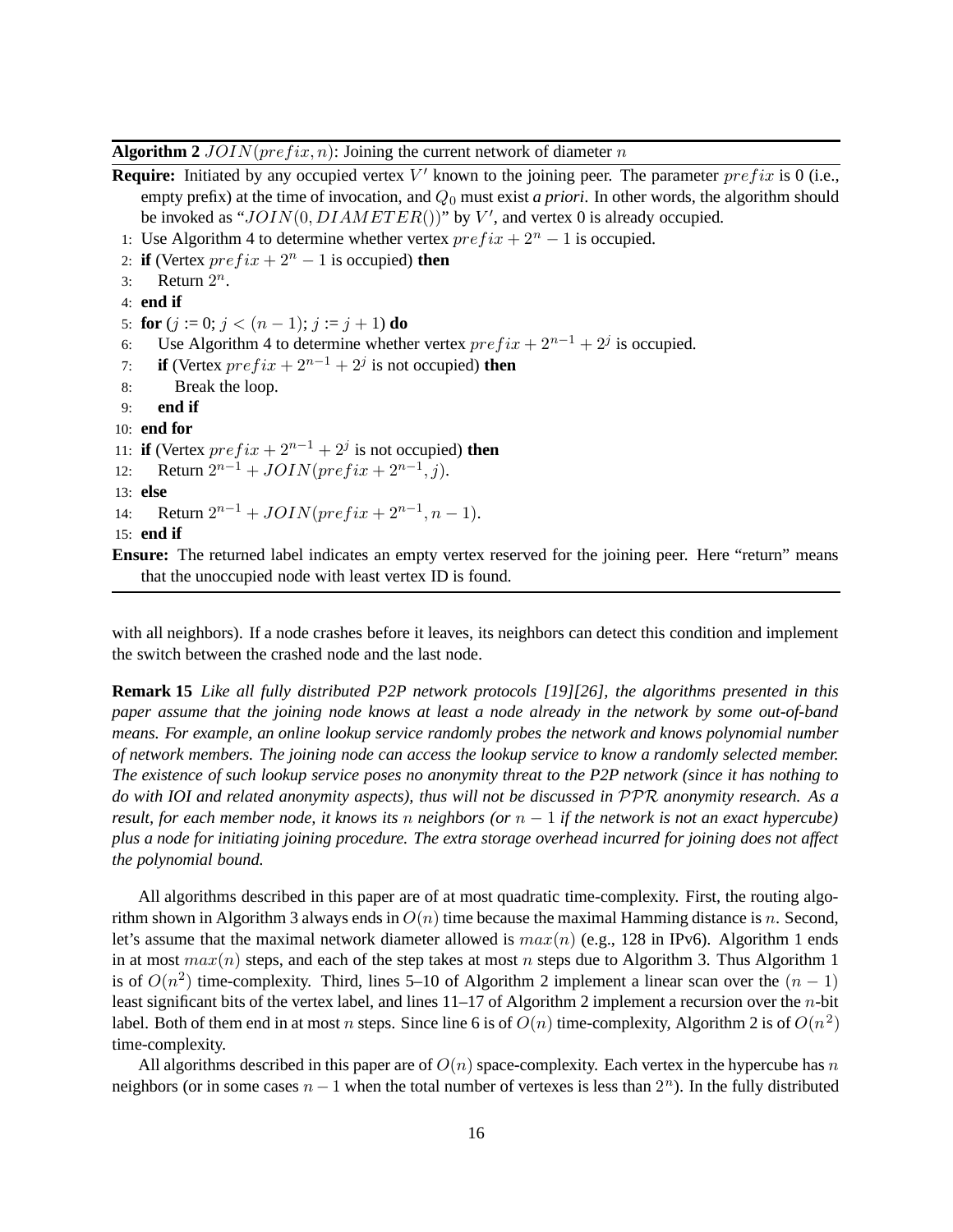**Algorithm 2** $JOIN(prefix, n)$: Joining the current network of diameter $n$

**Require:** Initiated by any occupied vertex $V'$ known to the joining peer. The parameter $prefix$ is 0 (i.e., empty prefix) at the time of invocation, and $Q_0$ must exist *a priori*. In other words, the algorithm should be invoked as "$JOIN(0, DIAMETER())$" by $V'$, and vertex 0 is already occupied.

```
1:  Use Algorithm 4 to determine whether vertex prefix + 2^n − 1 is occupied.
2:  if (Vertex prefix + 2^n − 1 is occupied) then
3:      Return 2^n.
4:  end if
5:  for (j := 0; j < (n − 1); j := j + 1) do
6:      Use Algorithm 4 to determine whether vertex prefix + 2^{n−1} + 2^j is occupied.
7:      if (Vertex prefix + 2^{n−1} + 2^j is not occupied) then
8:          Break the loop.
9:      end if
10: end for
11: if (Vertex prefix + 2^{n−1} + 2^j is not occupied) then
12:     Return 2^{n−1} + JOIN(prefix + 2^{n−1}, j).
13: else
14:     Return 2^{n−1} + JOIN(prefix + 2^{n−1}, n − 1).
15: end if
```

**Ensure:** The returned label indicates an empty vertex reserved for the joining peer. Here "return" means that the unoccupied node with least vertex ID is found.

with all neighbors). If a node crashes before it leaves, its neighbors can detect this condition and implement the switch between the crashed node and the last node.

**Remark 15** *Like all fully distributed P2P network protocols [19][26], the algorithms presented in this paper assume that the joining node knows at least a node already in the network by some out-of-band means. For example, an online lookup service randomly probes the network and knows polynomial number of network members. The joining node can access the lookup service to know a randomly selected member. The existence of such lookup service poses no anonymity threat to the P2P network (since it has nothing to do with IOI and related anonymity aspects), thus will not be discussed in $\mathcal{PPR}$ anonymity research. As a result, for each member node, it knows its $n$ neighbors (or $n-1$ if the network is not an exact hypercube) plus a node for initiating joining procedure. The extra storage overhead incurred for joining does not affect the polynomial bound.*

All algorithms described in this paper are of at most quadratic time-complexity. First, the routing algorithm shown in Algorithm 3 always ends in $O(n)$ time because the maximal Hamming distance is $n$. Second, let's assume that the maximal network diameter allowed is $max(n)$ (e.g., 128 in IPv6). Algorithm 1 ends in at most $max(n)$ steps, and each of the step takes at most $n$ steps due to Algorithm 3. Thus Algorithm 1 is of $O(n^2)$ time-complexity. Third, lines 5–10 of Algorithm 2 implement a linear scan over the $(n-1)$ least significant bits of the vertex label, and lines 11–17 of Algorithm 2 implement a recursion over the $n$-bit label. Both of them end in at most $n$ steps. Since line 6 is of $O(n)$ time-complexity, Algorithm 2 is of $O(n^2)$ time-complexity.

All algorithms described in this paper are of $O(n)$ space-complexity. Each vertex in the hypercube has $n$ neighbors (or in some cases $n-1$ when the total number of vertexes is less than $2^n$). In the fully distributed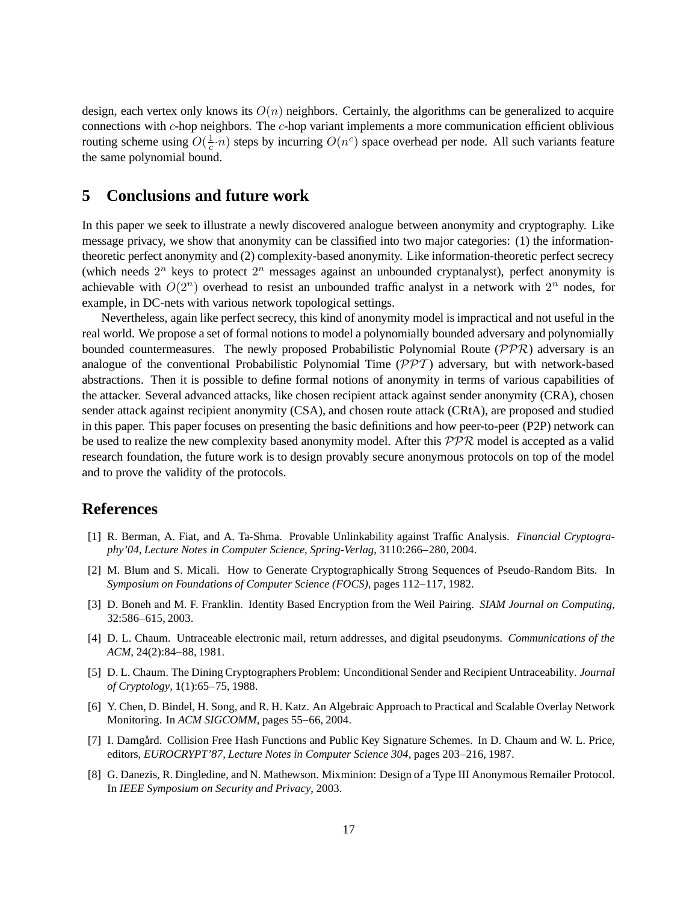design, each vertex only knows its $O(n)$ neighbors. Certainly, the algorithms can be generalized to acquire connections with $c$-hop neighbors. The $c$-hop variant implements a more communication efficient oblivious routing scheme using $O(\frac{1}{c} \cdot n)$ steps by incurring $O(n^c)$ space overhead per node. All such variants feature the same polynomial bound.

## 5 Conclusions and future work

In this paper we seek to illustrate a newly discovered analogue between anonymity and cryptography. Like message privacy, we show that anonymity can be classified into two major categories: (1) the information-theoretic perfect anonymity and (2) complexity-based anonymity. Like information-theoretic perfect secrecy (which needs $2^n$ keys to protect $2^n$ messages against an unbounded cryptanalyst), perfect anonymity is achievable with $O(2^n)$ overhead to resist an unbounded traffic analyst in a network with $2^n$ nodes, for example, in DC-nets with various network topological settings.

Nevertheless, again like perfect secrecy, this kind of anonymity model is impractical and not useful in the real world. We propose a set of formal notions to model a polynomially bounded adversary and polynomially bounded countermeasures. The newly proposed Probabilistic Polynomial Route ($\mathcal{PPR}$) adversary is an analogue of the conventional Probabilistic Polynomial Time ($\mathcal{PPT}$) adversary, but with network-based abstractions. Then it is possible to define formal notions of anonymity in terms of various capabilities of the attacker. Several advanced attacks, like chosen recipient attack against sender anonymity (CRA), chosen sender attack against recipient anonymity (CSA), and chosen route attack (CRtA), are proposed and studied in this paper. This paper focuses on presenting the basic definitions and how peer-to-peer (P2P) network can be used to realize the new complexity based anonymity model. After this $\mathcal{PPR}$ model is accepted as a valid research foundation, the future work is to design provably secure anonymous protocols on top of the model and to prove the validity of the protocols.

## References

[1] R. Berman, A. Fiat, and A. Ta-Shma. Provable Unlinkability against Traffic Analysis. *Financial Cryptography'04, Lecture Notes in Computer Science, Spring-Verlag*, 3110:266–280, 2004.

[2] M. Blum and S. Micali. How to Generate Cryptographically Strong Sequences of Pseudo-Random Bits. In *Symposium on Foundations of Computer Science (FOCS)*, pages 112–117, 1982.

[3] D. Boneh and M. F. Franklin. Identity Based Encryption from the Weil Pairing. *SIAM Journal on Computing*, 32:586–615, 2003.

[4] D. L. Chaum. Untraceable electronic mail, return addresses, and digital pseudonyms. *Communications of the ACM*, 24(2):84–88, 1981.

[5] D. L. Chaum. The Dining Cryptographers Problem: Unconditional Sender and Recipient Untraceability. *Journal of Cryptology*, 1(1):65–75, 1988.

[6] Y. Chen, D. Bindel, H. Song, and R. H. Katz. An Algebraic Approach to Practical and Scalable Overlay Network Monitoring. In *ACM SIGCOMM*, pages 55–66, 2004.

[7] I. Damgård. Collision Free Hash Functions and Public Key Signature Schemes. In D. Chaum and W. L. Price, editors, *EUROCRYPT'87, Lecture Notes in Computer Science 304*, pages 203–216, 1987.

[8] G. Danezis, R. Dingledine, and N. Mathewson. Mixminion: Design of a Type III Anonymous Remailer Protocol. In *IEEE Symposium on Security and Privacy*, 2003.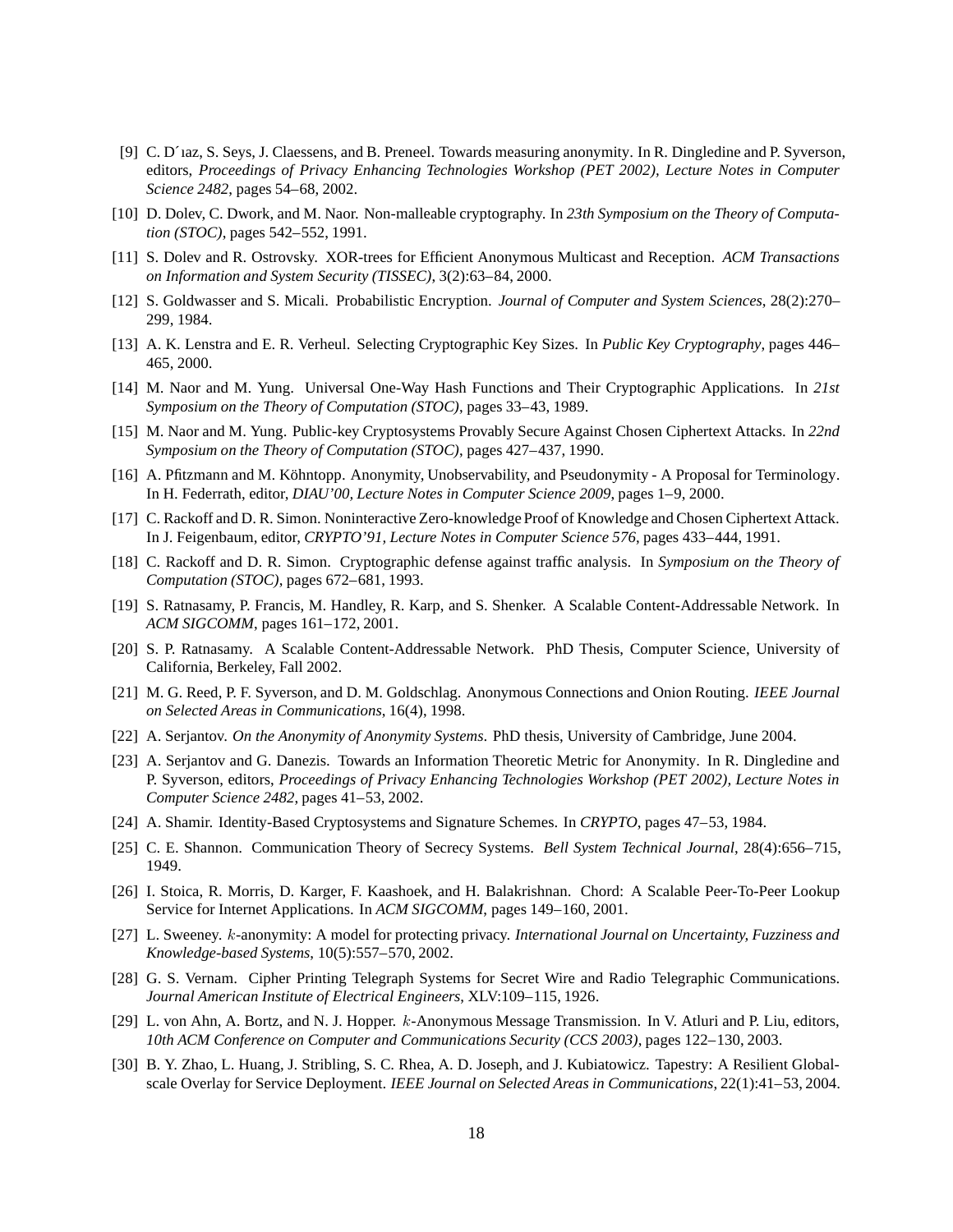[9] C. Díaz, S. Seys, J. Claessens, and B. Preneel. Towards measuring anonymity. In R. Dingledine and P. Syverson, editors, *Proceedings of Privacy Enhancing Technologies Workshop (PET 2002), Lecture Notes in Computer Science 2482*, pages 54–68, 2002.

[10] D. Dolev, C. Dwork, and M. Naor. Non-malleable cryptography. In *23th Symposium on the Theory of Computation (STOC)*, pages 542–552, 1991.

[11] S. Dolev and R. Ostrovsky. XOR-trees for Efficient Anonymous Multicast and Reception. *ACM Transactions on Information and System Security (TISSEC)*, 3(2):63–84, 2000.

[12] S. Goldwasser and S. Micali. Probabilistic Encryption. *Journal of Computer and System Sciences*, 28(2):270–299, 1984.

[13] A. K. Lenstra and E. R. Verheul. Selecting Cryptographic Key Sizes. In *Public Key Cryptography*, pages 446–465, 2000.

[14] M. Naor and M. Yung. Universal One-Way Hash Functions and Their Cryptographic Applications. In *21st Symposium on the Theory of Computation (STOC)*, pages 33–43, 1989.

[15] M. Naor and M. Yung. Public-key Cryptosystems Provably Secure Against Chosen Ciphertext Attacks. In *22nd Symposium on the Theory of Computation (STOC)*, pages 427–437, 1990.

[16] A. Pfitzmann and M. Köhntopp. Anonymity, Unobservability, and Pseudonymity - A Proposal for Terminology. In H. Federrath, editor, *DIAU'00, Lecture Notes in Computer Science 2009*, pages 1–9, 2000.

[17] C. Rackoff and D. R. Simon. Noninteractive Zero-knowledge Proof of Knowledge and Chosen Ciphertext Attack. In J. Feigenbaum, editor, *CRYPTO'91, Lecture Notes in Computer Science 576*, pages 433–444, 1991.

[18] C. Rackoff and D. R. Simon. Cryptographic defense against traffic analysis. In *Symposium on the Theory of Computation (STOC)*, pages 672–681, 1993.

[19] S. Ratnasamy, P. Francis, M. Handley, R. Karp, and S. Shenker. A Scalable Content-Addressable Network. In *ACM SIGCOMM*, pages 161–172, 2001.

[20] S. P. Ratnasamy. A Scalable Content-Addressable Network. PhD Thesis, Computer Science, University of California, Berkeley, Fall 2002.

[21] M. G. Reed, P. F. Syverson, and D. M. Goldschlag. Anonymous Connections and Onion Routing. *IEEE Journal on Selected Areas in Communications*, 16(4), 1998.

[22] A. Serjantov. *On the Anonymity of Anonymity Systems*. PhD thesis, University of Cambridge, June 2004.

[23] A. Serjantov and G. Danezis. Towards an Information Theoretic Metric for Anonymity. In R. Dingledine and P. Syverson, editors, *Proceedings of Privacy Enhancing Technologies Workshop (PET 2002), Lecture Notes in Computer Science 2482*, pages 41–53, 2002.

[24] A. Shamir. Identity-Based Cryptosystems and Signature Schemes. In *CRYPTO*, pages 47–53, 1984.

[25] C. E. Shannon. Communication Theory of Secrecy Systems. *Bell System Technical Journal*, 28(4):656–715, 1949.

[26] I. Stoica, R. Morris, D. Karger, F. Kaashoek, and H. Balakrishnan. Chord: A Scalable Peer-To-Peer Lookup Service for Internet Applications. In *ACM SIGCOMM*, pages 149–160, 2001.

[27] L. Sweeney. $k$-anonymity: A model for protecting privacy. *International Journal on Uncertainty, Fuzziness and Knowledge-based Systems*, 10(5):557–570, 2002.

[28] G. S. Vernam. Cipher Printing Telegraph Systems for Secret Wire and Radio Telegraphic Communications. *Journal American Institute of Electrical Engineers*, XLV:109–115, 1926.

[29] L. von Ahn, A. Bortz, and N. J. Hopper. $k$-Anonymous Message Transmission. In V. Atluri and P. Liu, editors, *10th ACM Conference on Computer and Communications Security (CCS 2003)*, pages 122–130, 2003.

[30] B. Y. Zhao, L. Huang, J. Stribling, S. C. Rhea, A. D. Joseph, and J. Kubiatowicz. Tapestry: A Resilient Global-scale Overlay for Service Deployment. *IEEE Journal on Selected Areas in Communications*, 22(1):41–53, 2004.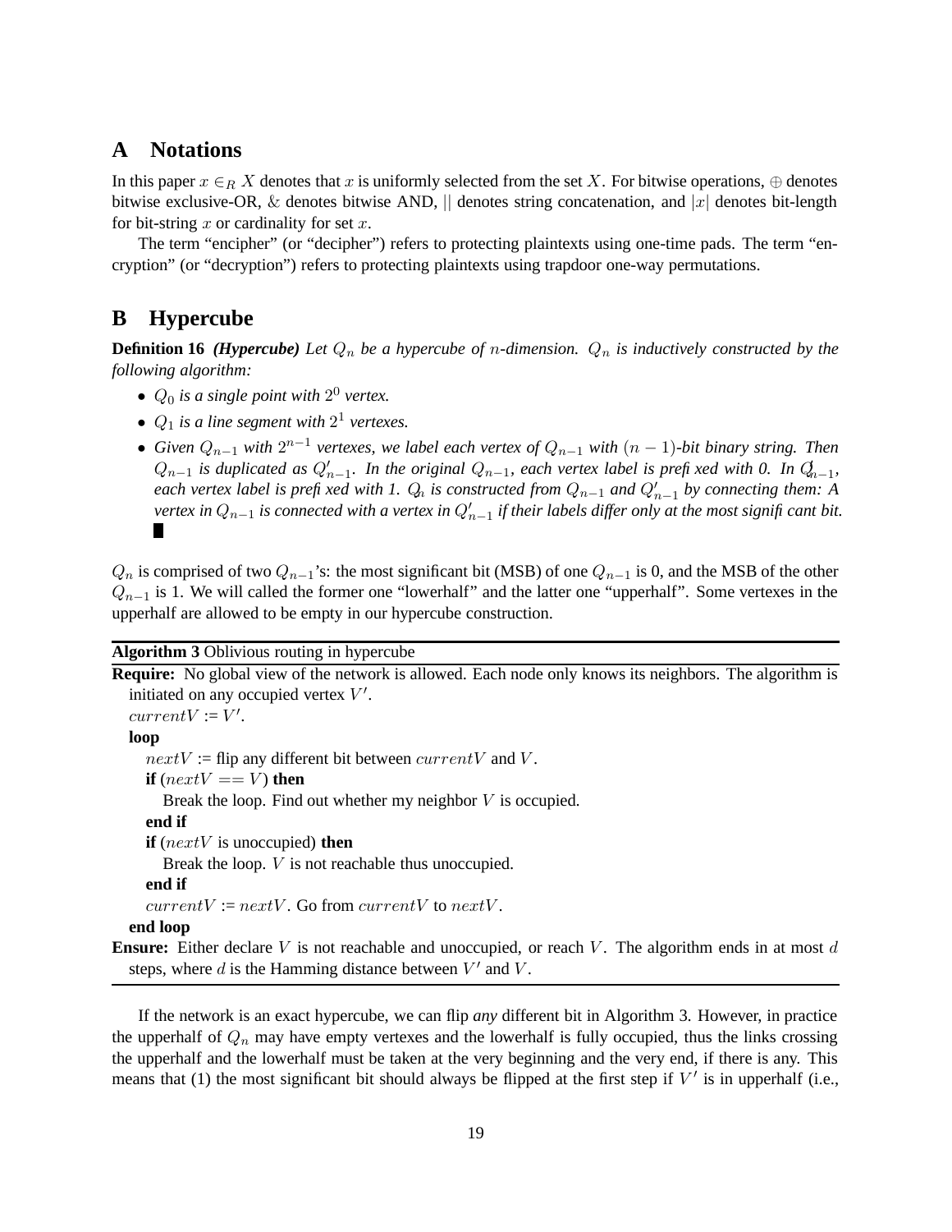## A Notations

In this paper $x \in_R X$ denotes that $x$ is uniformly selected from the set $X$. For bitwise operations, $\oplus$ denotes bitwise exclusive-OR, $\&$ denotes bitwise AND, $||$ denotes string concatenation, and $|x|$ denotes bit-length for bit-string $x$ or cardinality for set $x$.

The term "encipher" (or "decipher") refers to protecting plaintexts using one-time pads. The term "encryption" (or "decryption") refers to protecting plaintexts using trapdoor one-way permutations.

## B Hypercube

**Definition 16** ***(Hypercube)*** *Let $Q_n$ be a hypercube of $n$-dimension. $Q_n$ is inductively constructed by the following algorithm:*

- *$Q_0$ is a single point with $2^0$ vertex.*
- *$Q_1$ is a line segment with $2^1$ vertexes.*
- *Given $Q_{n-1}$ with $2^{n-1}$ vertexes, we label each vertex of $Q_{n-1}$ with $(n-1)$-bit binary string. Then $Q_{n-1}$ is duplicated as $Q'_{n-1}$. In the original $Q_{n-1}$, each vertex label is prefixed with 0. In $Q'_{n-1}$, each vertex label is prefixed with 1. $Q_n$ is constructed from $Q_{n-1}$ and $Q'_{n-1}$ by connecting them: A vertex in $Q_{n-1}$ is connected with a vertex in $Q'_{n-1}$ if their labels differ only at the most significant bit.* ■

$Q_n$ is comprised of two $Q_{n-1}$'s: the most significant bit (MSB) of one $Q_{n-1}$ is 0, and the MSB of the other $Q_{n-1}$ is 1. We will called the former one "lowerhalf" and the latter one "upperhalf". Some vertexes in the upperhalf are allowed to be empty in our hypercube construction.

**Algorithm 3** Oblivious routing in hypercube

**Require:** No global view of the network is allowed. Each node only knows its neighbors. The algorithm is initiated on any occupied vertex $V'$.

```
currentV := V'.
loop
    nextV := flip any different bit between currentV and V.
    if (nextV == V) then
        Break the loop. Find out whether my neighbor V is occupied.
    end if
    if (nextV is unoccupied) then
        Break the loop. V is not reachable thus unoccupied.
    end if
    currentV := nextV. Go from currentV to nextV.
end loop
```

**Ensure:** Either declare $V$ is not reachable and unoccupied, or reach $V$. The algorithm ends in at most $d$ steps, where $d$ is the Hamming distance between $V'$ and $V$.

If the network is an exact hypercube, we can flip *any* different bit in Algorithm 3. However, in practice the upperhalf of $Q_n$ may have empty vertexes and the lowerhalf is fully occupied, thus the links crossing the upperhalf and the lowerhalf must be taken at the very beginning and the very end, if there is any. This means that (1) the most significant bit should always be flipped at the first step if $V'$ is in upperhalf (i.e.,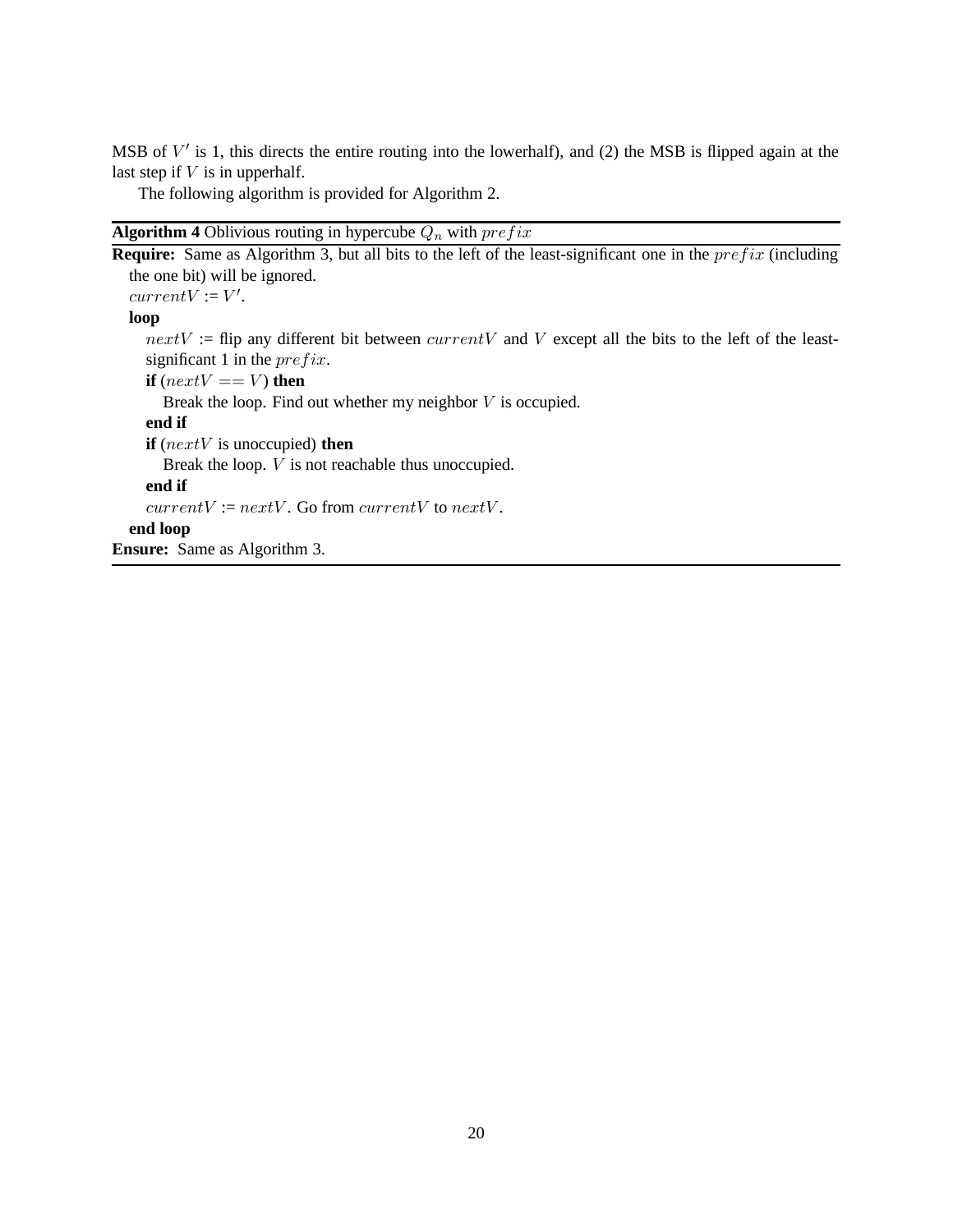MSB of $V'$ is 1, this directs the entire routing into the lowerhalf), and (2) the MSB is flipped again at the last step if $V$ is in upperhalf.

The following algorithm is provided for Algorithm 2.

---

**Algorithm 4** Oblivious routing in hypercube $Q_n$ with $prefix$

---

**Require:** Same as Algorithm 3, but all bits to the left of the least-significant one in the $prefix$ (including the one bit) will be ignored.

$currentV := V'$.

**loop**

  $nextV :=$ flip any different bit between $currentV$ and $V$ except all the bits to the left of the least-significant 1 in the $prefix$.

  **if** ($nextV == V$) **then**

    Break the loop. Find out whether my neighbor $V$ is occupied.

  **end if**

  **if** ($nextV$ is unoccupied) **then**

    Break the loop. $V$ is not reachable thus unoccupied.

  **end if**

  $currentV := nextV$. Go from $currentV$ to $nextV$.

**end loop**

**Ensure:** Same as Algorithm 3.

---